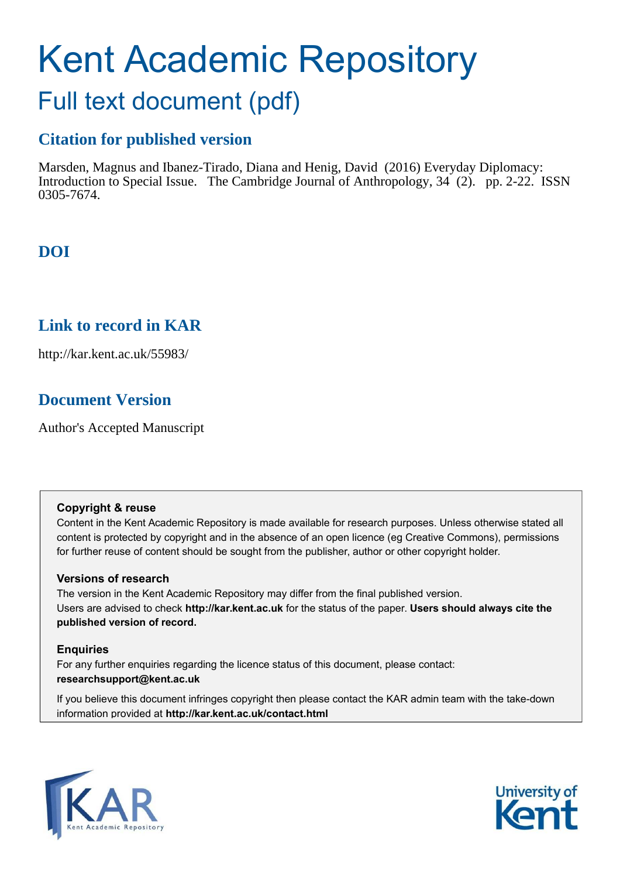# Kent Academic Repository

## Full text document (pdf)

### Citation for published version

Marsden, Magnus and Ibanez-Tirado, Diana and Henig, David (2016) Everyday Diplomacy: Introduction to Special Issue. The Cambridge Journal of Anthropology, 34 (2). pp. 2-22. ISSN 0305-7674.

### DOI

### Link to record in KAR

http://kar.kent.ac.uk/55983/

### Document Version

Author's Accepted Manuscript

**Copyright & reuse**

Content in the Kent Academic Repository is made available for research purposes. Unless otherwise stated all content is protected by copyright and in the absence of an open licence (eg Creative Commons), permissions for further reuse of content should be sought from the publisher, author or other copyright holder.

**Versions of research**

The version in the Kent Academic Repository may differ from the final published version.
Users are advised to check **http://kar.kent.ac.uk** for the status of the paper. **Users should always cite the published version of record.**

**Enquiries**

For any further enquiries regarding the licence status of this document, please contact:
**researchsupport@kent.ac.uk**

If you believe this document infringes copyright then please contact the KAR admin team with the take-down information provided at **http://kar.kent.ac.uk/contact.html**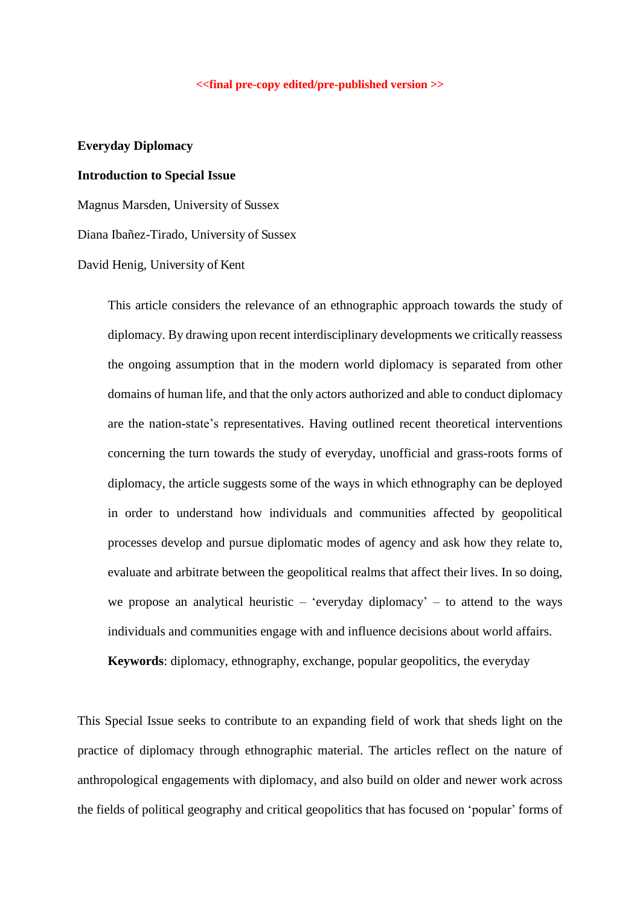<<final pre-copy edited/pre-published version >>

**Everyday Diplomacy**

**Introduction to Special Issue**

Magnus Marsden, University of Sussex

Diana Ibañez-Tirado, University of Sussex

David Henig, University of Kent

> This article considers the relevance of an ethnographic approach towards the study of diplomacy. By drawing upon recent interdisciplinary developments we critically reassess the ongoing assumption that in the modern world diplomacy is separated from other domains of human life, and that the only actors authorized and able to conduct diplomacy are the nation-state's representatives. Having outlined recent theoretical interventions concerning the turn towards the study of everyday, unofficial and grass-roots forms of diplomacy, the article suggests some of the ways in which ethnography can be deployed in order to understand how individuals and communities affected by geopolitical processes develop and pursue diplomatic modes of agency and ask how they relate to, evaluate and arbitrate between the geopolitical realms that affect their lives. In so doing, we propose an analytical heuristic – 'everyday diplomacy' – to attend to the ways individuals and communities engage with and influence decisions about world affairs.
>
> **Keywords**: diplomacy, ethnography, exchange, popular geopolitics, the everyday

This Special Issue seeks to contribute to an expanding field of work that sheds light on the practice of diplomacy through ethnographic material. The articles reflect on the nature of anthropological engagements with diplomacy, and also build on older and newer work across the fields of political geography and critical geopolitics that has focused on 'popular' forms of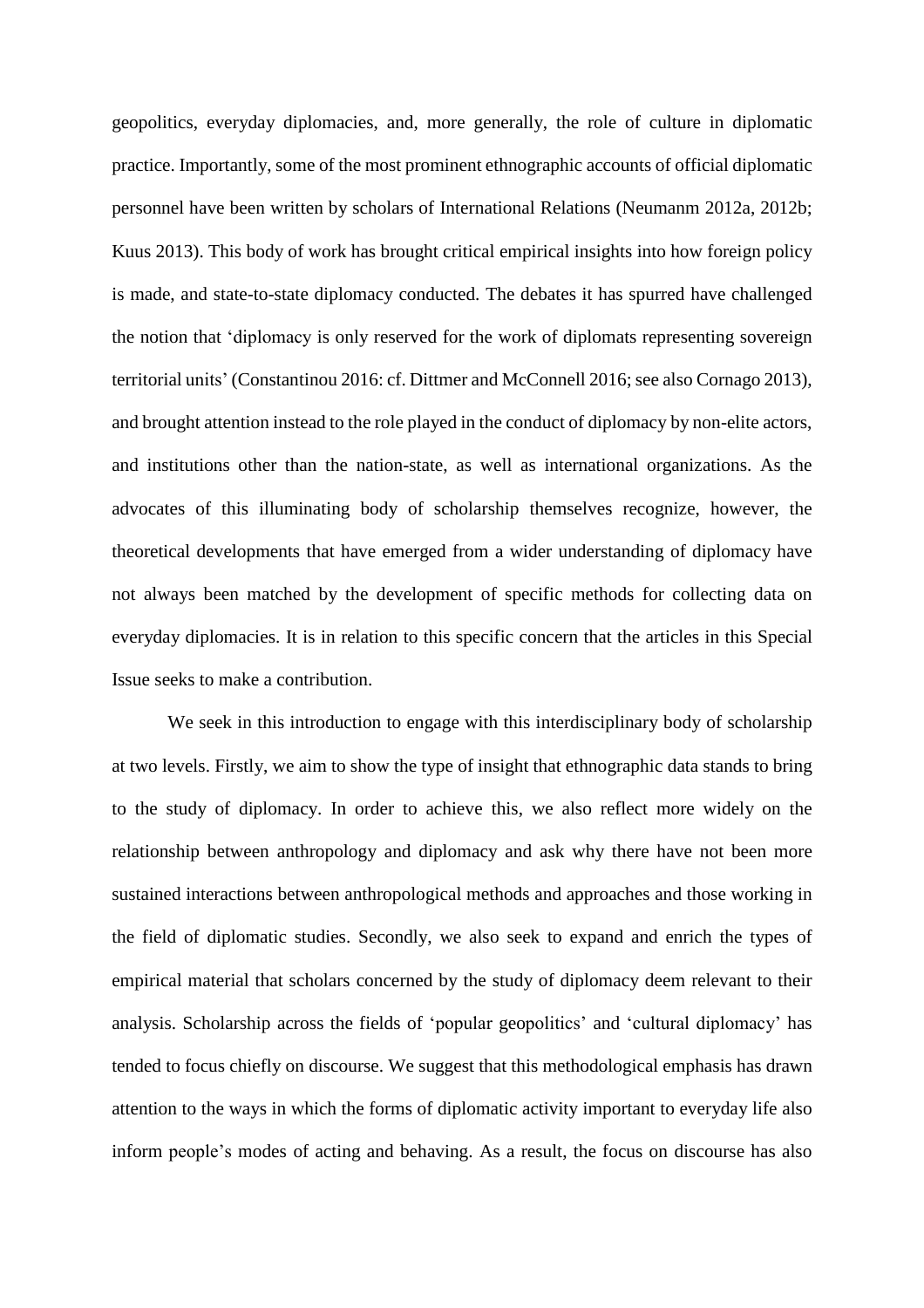geopolitics, everyday diplomacies, and, more generally, the role of culture in diplomatic practice. Importantly, some of the most prominent ethnographic accounts of official diplomatic personnel have been written by scholars of International Relations (Neumanm 2012a, 2012b; Kuus 2013). This body of work has brought critical empirical insights into how foreign policy is made, and state-to-state diplomacy conducted. The debates it has spurred have challenged the notion that 'diplomacy is only reserved for the work of diplomats representing sovereign territorial units' (Constantinou 2016: cf. Dittmer and McConnell 2016; see also Cornago 2013), and brought attention instead to the role played in the conduct of diplomacy by non-elite actors, and institutions other than the nation-state, as well as international organizations. As the advocates of this illuminating body of scholarship themselves recognize, however, the theoretical developments that have emerged from a wider understanding of diplomacy have not always been matched by the development of specific methods for collecting data on everyday diplomacies. It is in relation to this specific concern that the articles in this Special Issue seeks to make a contribution.

We seek in this introduction to engage with this interdisciplinary body of scholarship at two levels. Firstly, we aim to show the type of insight that ethnographic data stands to bring to the study of diplomacy. In order to achieve this, we also reflect more widely on the relationship between anthropology and diplomacy and ask why there have not been more sustained interactions between anthropological methods and approaches and those working in the field of diplomatic studies. Secondly, we also seek to expand and enrich the types of empirical material that scholars concerned by the study of diplomacy deem relevant to their analysis. Scholarship across the fields of 'popular geopolitics' and 'cultural diplomacy' has tended to focus chiefly on discourse. We suggest that this methodological emphasis has drawn attention to the ways in which the forms of diplomatic activity important to everyday life also inform people's modes of acting and behaving. As a result, the focus on discourse has also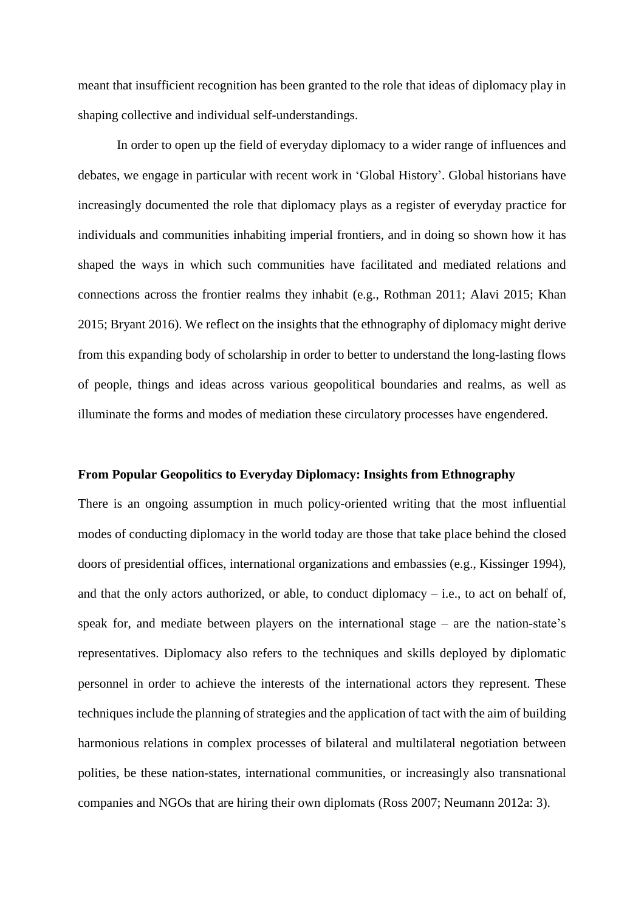meant that insufficient recognition has been granted to the role that ideas of diplomacy play in shaping collective and individual self-understandings.

In order to open up the field of everyday diplomacy to a wider range of influences and debates, we engage in particular with recent work in 'Global History'. Global historians have increasingly documented the role that diplomacy plays as a register of everyday practice for individuals and communities inhabiting imperial frontiers, and in doing so shown how it has shaped the ways in which such communities have facilitated and mediated relations and connections across the frontier realms they inhabit (e.g., Rothman 2011; Alavi 2015; Khan 2015; Bryant 2016). We reflect on the insights that the ethnography of diplomacy might derive from this expanding body of scholarship in order to better to understand the long-lasting flows of people, things and ideas across various geopolitical boundaries and realms, as well as illuminate the forms and modes of mediation these circulatory processes have engendered.

## From Popular Geopolitics to Everyday Diplomacy: Insights from Ethnography

There is an ongoing assumption in much policy-oriented writing that the most influential modes of conducting diplomacy in the world today are those that take place behind the closed doors of presidential offices, international organizations and embassies (e.g., Kissinger 1994), and that the only actors authorized, or able, to conduct diplomacy – i.e., to act on behalf of, speak for, and mediate between players on the international stage – are the nation-state's representatives. Diplomacy also refers to the techniques and skills deployed by diplomatic personnel in order to achieve the interests of the international actors they represent. These techniques include the planning of strategies and the application of tact with the aim of building harmonious relations in complex processes of bilateral and multilateral negotiation between polities, be these nation-states, international communities, or increasingly also transnational companies and NGOs that are hiring their own diplomats (Ross 2007; Neumann 2012a: 3).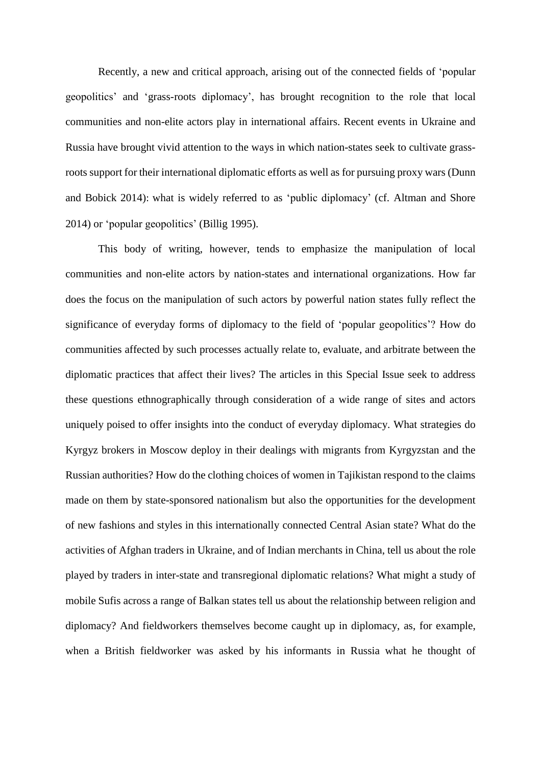Recently, a new and critical approach, arising out of the connected fields of 'popular geopolitics' and 'grass-roots diplomacy', has brought recognition to the role that local communities and non-elite actors play in international affairs. Recent events in Ukraine and Russia have brought vivid attention to the ways in which nation-states seek to cultivate grass-roots support for their international diplomatic efforts as well as for pursuing proxy wars (Dunn and Bobick 2014): what is widely referred to as 'public diplomacy' (cf. Altman and Shore 2014) or 'popular geopolitics' (Billig 1995).

This body of writing, however, tends to emphasize the manipulation of local communities and non-elite actors by nation-states and international organizations. How far does the focus on the manipulation of such actors by powerful nation states fully reflect the significance of everyday forms of diplomacy to the field of 'popular geopolitics'? How do communities affected by such processes actually relate to, evaluate, and arbitrate between the diplomatic practices that affect their lives? The articles in this Special Issue seek to address these questions ethnographically through consideration of a wide range of sites and actors uniquely poised to offer insights into the conduct of everyday diplomacy. What strategies do Kyrgyz brokers in Moscow deploy in their dealings with migrants from Kyrgyzstan and the Russian authorities? How do the clothing choices of women in Tajikistan respond to the claims made on them by state-sponsored nationalism but also the opportunities for the development of new fashions and styles in this internationally connected Central Asian state? What do the activities of Afghan traders in Ukraine, and of Indian merchants in China, tell us about the role played by traders in inter-state and transregional diplomatic relations? What might a study of mobile Sufis across a range of Balkan states tell us about the relationship between religion and diplomacy? And fieldworkers themselves become caught up in diplomacy, as, for example, when a British fieldworker was asked by his informants in Russia what he thought of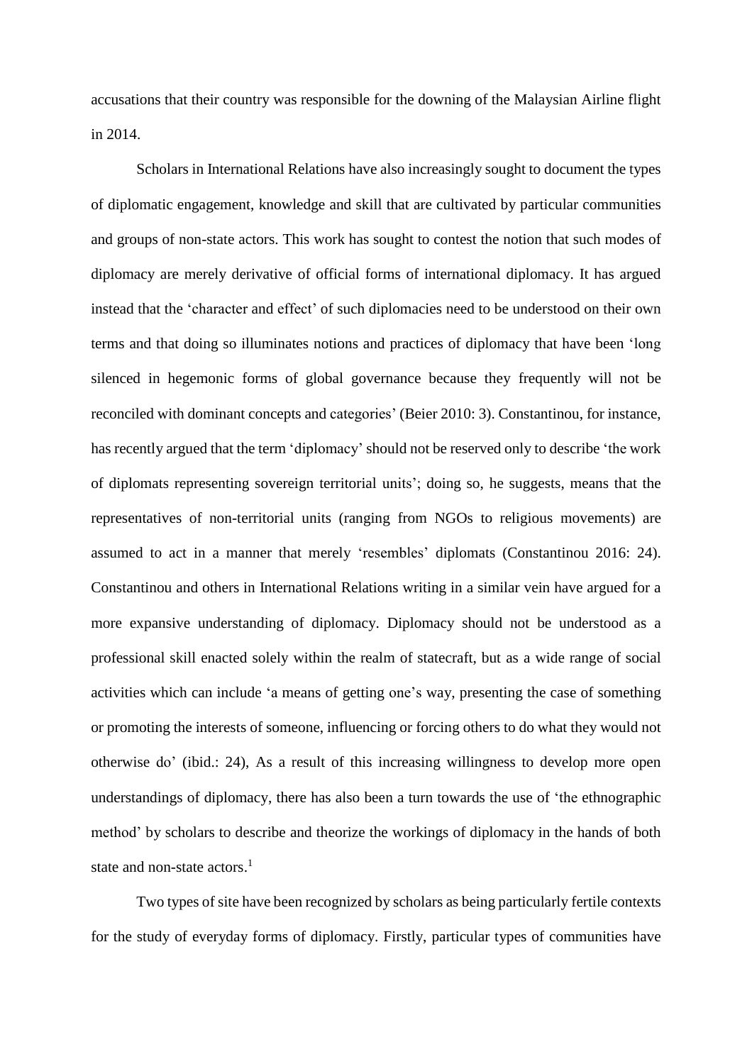accusations that their country was responsible for the downing of the Malaysian Airline flight in 2014.

Scholars in International Relations have also increasingly sought to document the types of diplomatic engagement, knowledge and skill that are cultivated by particular communities and groups of non-state actors. This work has sought to contest the notion that such modes of diplomacy are merely derivative of official forms of international diplomacy. It has argued instead that the 'character and effect' of such diplomacies need to be understood on their own terms and that doing so illuminates notions and practices of diplomacy that have been 'long silenced in hegemonic forms of global governance because they frequently will not be reconciled with dominant concepts and categories' (Beier 2010: 3). Constantinou, for instance, has recently argued that the term 'diplomacy' should not be reserved only to describe 'the work of diplomats representing sovereign territorial units'; doing so, he suggests, means that the representatives of non-territorial units (ranging from NGOs to religious movements) are assumed to act in a manner that merely 'resembles' diplomats (Constantinou 2016: 24). Constantinou and others in International Relations writing in a similar vein have argued for a more expansive understanding of diplomacy. Diplomacy should not be understood as a professional skill enacted solely within the realm of statecraft, but as a wide range of social activities which can include 'a means of getting one's way, presenting the case of something or promoting the interests of someone, influencing or forcing others to do what they would not otherwise do' (ibid.: 24), As a result of this increasing willingness to develop more open understandings of diplomacy, there has also been a turn towards the use of 'the ethnographic method' by scholars to describe and theorize the workings of diplomacy in the hands of both state and non-state actors.[1]

Two types of site have been recognized by scholars as being particularly fertile contexts for the study of everyday forms of diplomacy. Firstly, particular types of communities have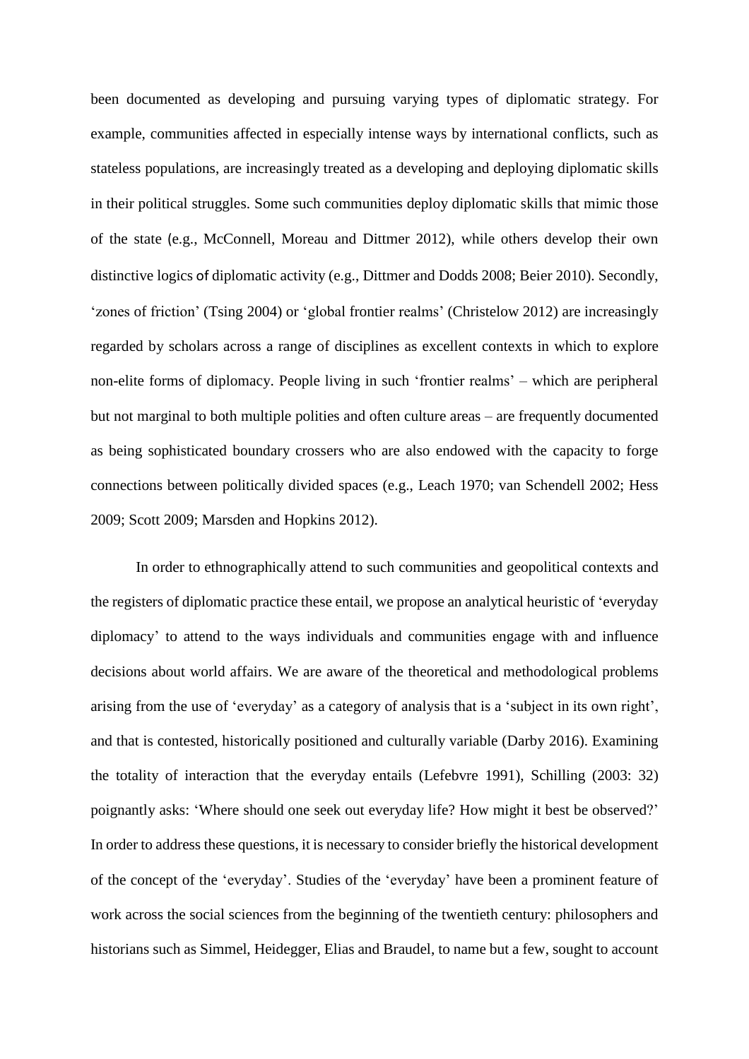been documented as developing and pursuing varying types of diplomatic strategy. For example, communities affected in especially intense ways by international conflicts, such as stateless populations, are increasingly treated as a developing and deploying diplomatic skills in their political struggles. Some such communities deploy diplomatic skills that mimic those of the state (e.g., McConnell, Moreau and Dittmer 2012), while others develop their own distinctive logics of diplomatic activity (e.g., Dittmer and Dodds 2008; Beier 2010). Secondly, 'zones of friction' (Tsing 2004) or 'global frontier realms' (Christelow 2012) are increasingly regarded by scholars across a range of disciplines as excellent contexts in which to explore non-elite forms of diplomacy. People living in such 'frontier realms' – which are peripheral but not marginal to both multiple polities and often culture areas – are frequently documented as being sophisticated boundary crossers who are also endowed with the capacity to forge connections between politically divided spaces (e.g., Leach 1970; van Schendell 2002; Hess 2009; Scott 2009; Marsden and Hopkins 2012).

In order to ethnographically attend to such communities and geopolitical contexts and the registers of diplomatic practice these entail, we propose an analytical heuristic of 'everyday diplomacy' to attend to the ways individuals and communities engage with and influence decisions about world affairs. We are aware of the theoretical and methodological problems arising from the use of 'everyday' as a category of analysis that is a 'subject in its own right', and that is contested, historically positioned and culturally variable (Darby 2016). Examining the totality of interaction that the everyday entails (Lefebvre 1991), Schilling (2003: 32) poignantly asks: 'Where should one seek out everyday life? How might it best be observed?' In order to address these questions, it is necessary to consider briefly the historical development of the concept of the 'everyday'. Studies of the 'everyday' have been a prominent feature of work across the social sciences from the beginning of the twentieth century: philosophers and historians such as Simmel, Heidegger, Elias and Braudel, to name but a few, sought to account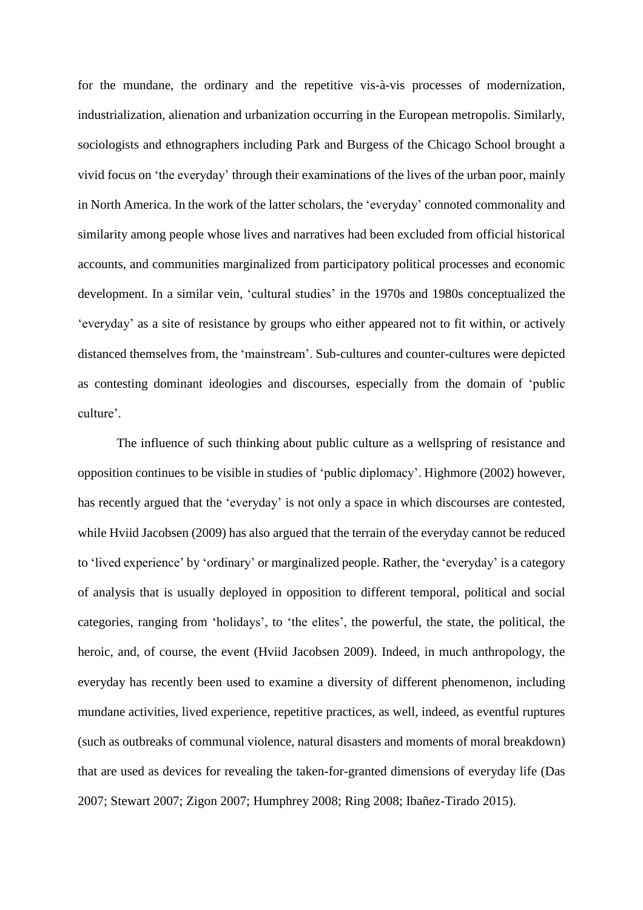for the mundane, the ordinary and the repetitive vis-à-vis processes of modernization, industrialization, alienation and urbanization occurring in the European metropolis. Similarly, sociologists and ethnographers including Park and Burgess of the Chicago School brought a vivid focus on 'the everyday' through their examinations of the lives of the urban poor, mainly in North America. In the work of the latter scholars, the 'everyday' connoted commonality and similarity among people whose lives and narratives had been excluded from official historical accounts, and communities marginalized from participatory political processes and economic development. In a similar vein, 'cultural studies' in the 1970s and 1980s conceptualized the 'everyday' as a site of resistance by groups who either appeared not to fit within, or actively distanced themselves from, the 'mainstream'. Sub-cultures and counter-cultures were depicted as contesting dominant ideologies and discourses, especially from the domain of 'public culture'.

The influence of such thinking about public culture as a wellspring of resistance and opposition continues to be visible in studies of 'public diplomacy'. Highmore (2002) however, has recently argued that the 'everyday' is not only a space in which discourses are contested, while Hviid Jacobsen (2009) has also argued that the terrain of the everyday cannot be reduced to 'lived experience' by 'ordinary' or marginalized people. Rather, the 'everyday' is a category of analysis that is usually deployed in opposition to different temporal, political and social categories, ranging from 'holidays', to 'the elites', the powerful, the state, the political, the heroic, and, of course, the event (Hviid Jacobsen 2009). Indeed, in much anthropology, the everyday has recently been used to examine a diversity of different phenomenon, including mundane activities, lived experience, repetitive practices, as well, indeed, as eventful ruptures (such as outbreaks of communal violence, natural disasters and moments of moral breakdown) that are used as devices for revealing the taken-for-granted dimensions of everyday life (Das 2007; Stewart 2007; Zigon 2007; Humphrey 2008; Ring 2008; Ibañez-Tirado 2015).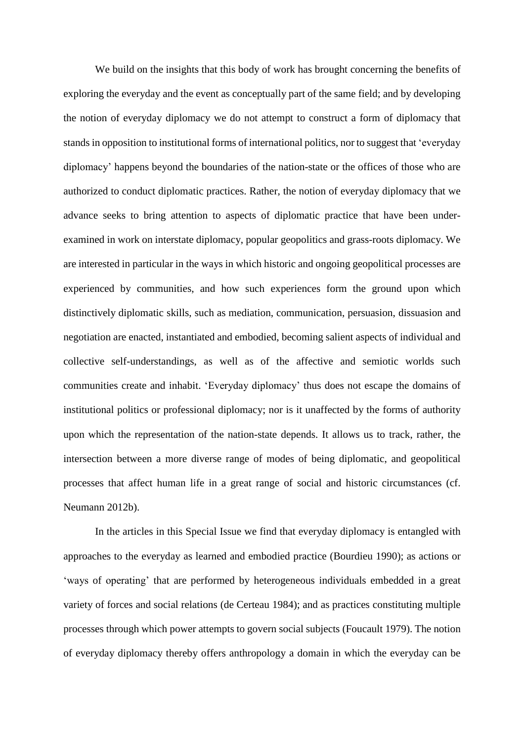We build on the insights that this body of work has brought concerning the benefits of exploring the everyday and the event as conceptually part of the same field; and by developing the notion of everyday diplomacy we do not attempt to construct a form of diplomacy that stands in opposition to institutional forms of international politics, nor to suggest that 'everyday diplomacy' happens beyond the boundaries of the nation-state or the offices of those who are authorized to conduct diplomatic practices. Rather, the notion of everyday diplomacy that we advance seeks to bring attention to aspects of diplomatic practice that have been under-examined in work on interstate diplomacy, popular geopolitics and grass-roots diplomacy. We are interested in particular in the ways in which historic and ongoing geopolitical processes are experienced by communities, and how such experiences form the ground upon which distinctively diplomatic skills, such as mediation, communication, persuasion, dissuasion and negotiation are enacted, instantiated and embodied, becoming salient aspects of individual and collective self-understandings, as well as of the affective and semiotic worlds such communities create and inhabit. 'Everyday diplomacy' thus does not escape the domains of institutional politics or professional diplomacy; nor is it unaffected by the forms of authority upon which the representation of the nation-state depends. It allows us to track, rather, the intersection between a more diverse range of modes of being diplomatic, and geopolitical processes that affect human life in a great range of social and historic circumstances (cf. Neumann 2012b).

In the articles in this Special Issue we find that everyday diplomacy is entangled with approaches to the everyday as learned and embodied practice (Bourdieu 1990); as actions or 'ways of operating' that are performed by heterogeneous individuals embedded in a great variety of forces and social relations (de Certeau 1984); and as practices constituting multiple processes through which power attempts to govern social subjects (Foucault 1979). The notion of everyday diplomacy thereby offers anthropology a domain in which the everyday can be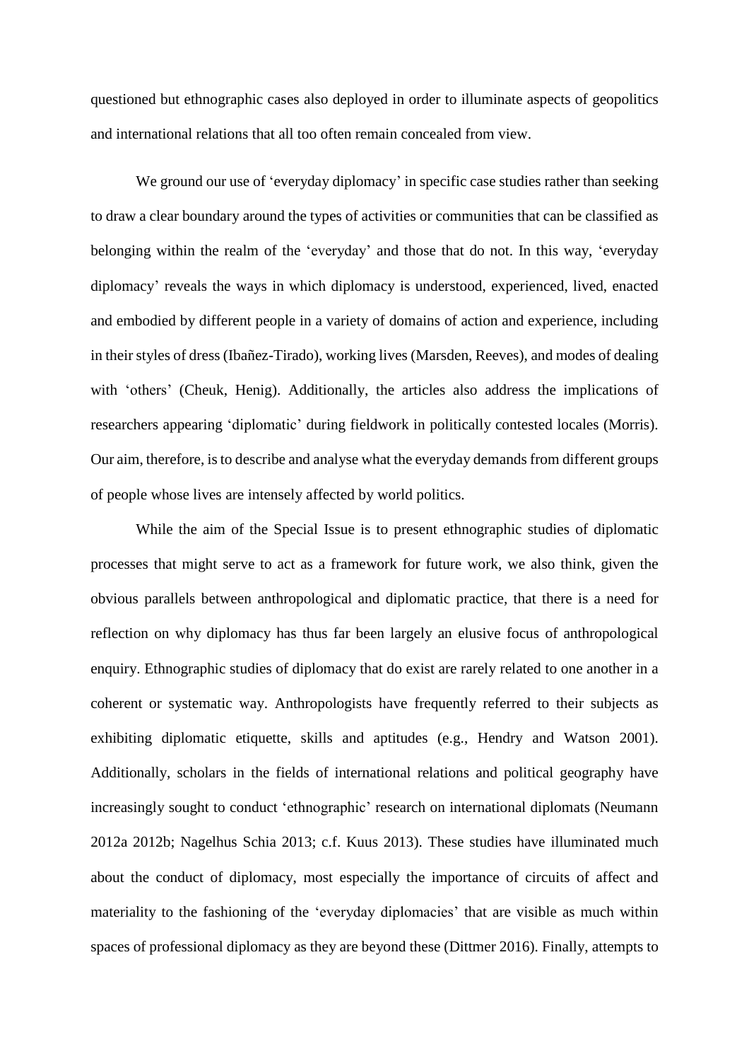questioned but ethnographic cases also deployed in order to illuminate aspects of geopolitics and international relations that all too often remain concealed from view.

We ground our use of 'everyday diplomacy' in specific case studies rather than seeking to draw a clear boundary around the types of activities or communities that can be classified as belonging within the realm of the 'everyday' and those that do not. In this way, 'everyday diplomacy' reveals the ways in which diplomacy is understood, experienced, lived, enacted and embodied by different people in a variety of domains of action and experience, including in their styles of dress (Ibañez-Tirado), working lives (Marsden, Reeves), and modes of dealing with 'others' (Cheuk, Henig). Additionally, the articles also address the implications of researchers appearing 'diplomatic' during fieldwork in politically contested locales (Morris). Our aim, therefore, is to describe and analyse what the everyday demands from different groups of people whose lives are intensely affected by world politics.

While the aim of the Special Issue is to present ethnographic studies of diplomatic processes that might serve to act as a framework for future work, we also think, given the obvious parallels between anthropological and diplomatic practice, that there is a need for reflection on why diplomacy has thus far been largely an elusive focus of anthropological enquiry. Ethnographic studies of diplomacy that do exist are rarely related to one another in a coherent or systematic way. Anthropologists have frequently referred to their subjects as exhibiting diplomatic etiquette, skills and aptitudes (e.g., Hendry and Watson 2001). Additionally, scholars in the fields of international relations and political geography have increasingly sought to conduct 'ethnographic' research on international diplomats (Neumann 2012a 2012b; Nagelhus Schia 2013; c.f. Kuus 2013). These studies have illuminated much about the conduct of diplomacy, most especially the importance of circuits of affect and materiality to the fashioning of the 'everyday diplomacies' that are visible as much within spaces of professional diplomacy as they are beyond these (Dittmer 2016). Finally, attempts to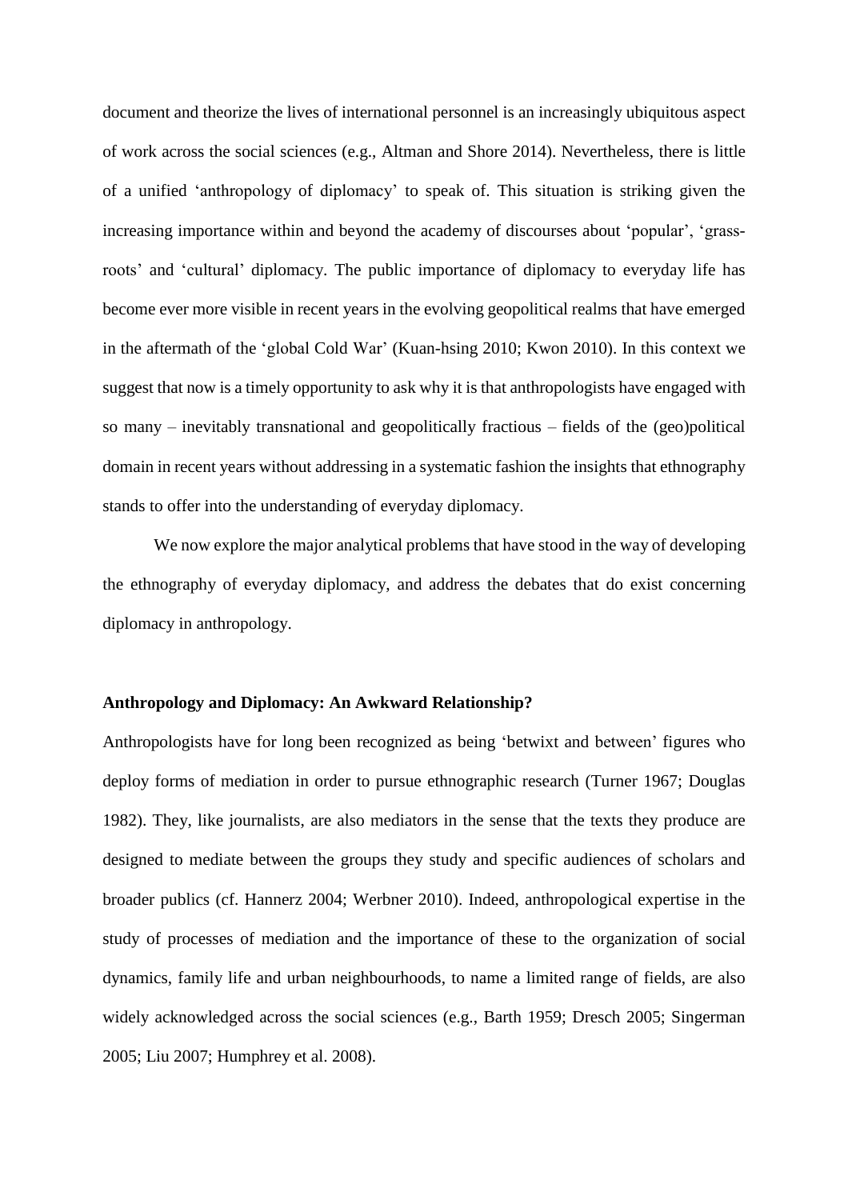document and theorize the lives of international personnel is an increasingly ubiquitous aspect of work across the social sciences (e.g., Altman and Shore 2014). Nevertheless, there is little of a unified 'anthropology of diplomacy' to speak of. This situation is striking given the increasing importance within and beyond the academy of discourses about 'popular', 'grass-roots' and 'cultural' diplomacy. The public importance of diplomacy to everyday life has become ever more visible in recent years in the evolving geopolitical realms that have emerged in the aftermath of the 'global Cold War' (Kuan-hsing 2010; Kwon 2010). In this context we suggest that now is a timely opportunity to ask why it is that anthropologists have engaged with so many – inevitably transnational and geopolitically fractious – fields of the (geo)political domain in recent years without addressing in a systematic fashion the insights that ethnography stands to offer into the understanding of everyday diplomacy.

We now explore the major analytical problems that have stood in the way of developing the ethnography of everyday diplomacy, and address the debates that do exist concerning diplomacy in anthropology.

## Anthropology and Diplomacy: An Awkward Relationship?

Anthropologists have for long been recognized as being 'betwixt and between' figures who deploy forms of mediation in order to pursue ethnographic research (Turner 1967; Douglas 1982). They, like journalists, are also mediators in the sense that the texts they produce are designed to mediate between the groups they study and specific audiences of scholars and broader publics (cf. Hannerz 2004; Werbner 2010). Indeed, anthropological expertise in the study of processes of mediation and the importance of these to the organization of social dynamics, family life and urban neighbourhoods, to name a limited range of fields, are also widely acknowledged across the social sciences (e.g., Barth 1959; Dresch 2005; Singerman 2005; Liu 2007; Humphrey et al. 2008).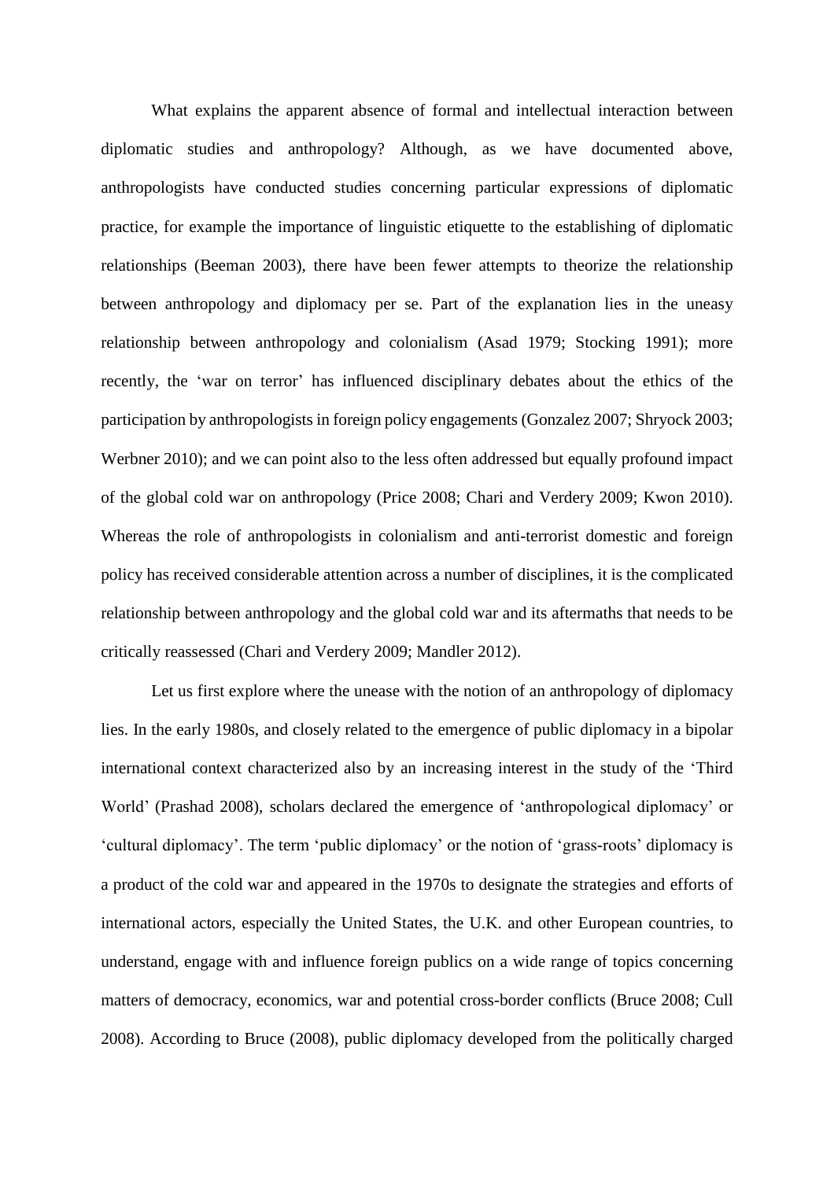What explains the apparent absence of formal and intellectual interaction between diplomatic studies and anthropology? Although, as we have documented above, anthropologists have conducted studies concerning particular expressions of diplomatic practice, for example the importance of linguistic etiquette to the establishing of diplomatic relationships (Beeman 2003), there have been fewer attempts to theorize the relationship between anthropology and diplomacy per se. Part of the explanation lies in the uneasy relationship between anthropology and colonialism (Asad 1979; Stocking 1991); more recently, the 'war on terror' has influenced disciplinary debates about the ethics of the participation by anthropologists in foreign policy engagements (Gonzalez 2007; Shryock 2003; Werbner 2010); and we can point also to the less often addressed but equally profound impact of the global cold war on anthropology (Price 2008; Chari and Verdery 2009; Kwon 2010). Whereas the role of anthropologists in colonialism and anti-terrorist domestic and foreign policy has received considerable attention across a number of disciplines, it is the complicated relationship between anthropology and the global cold war and its aftermaths that needs to be critically reassessed (Chari and Verdery 2009; Mandler 2012).

Let us first explore where the unease with the notion of an anthropology of diplomacy lies. In the early 1980s, and closely related to the emergence of public diplomacy in a bipolar international context characterized also by an increasing interest in the study of the 'Third World' (Prashad 2008), scholars declared the emergence of 'anthropological diplomacy' or 'cultural diplomacy'. The term 'public diplomacy' or the notion of 'grass-roots' diplomacy is a product of the cold war and appeared in the 1970s to designate the strategies and efforts of international actors, especially the United States, the U.K. and other European countries, to understand, engage with and influence foreign publics on a wide range of topics concerning matters of democracy, economics, war and potential cross-border conflicts (Bruce 2008; Cull 2008). According to Bruce (2008), public diplomacy developed from the politically charged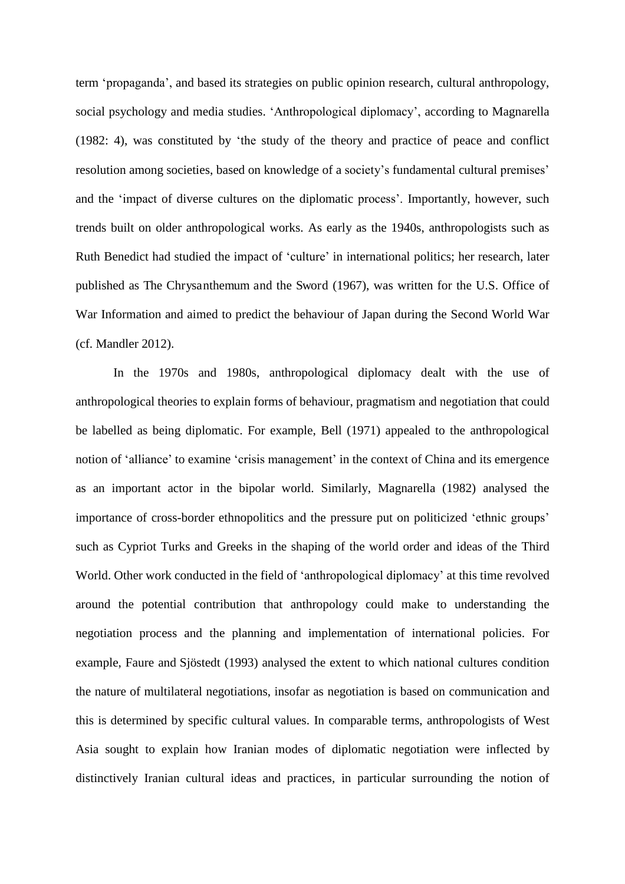term ‘propaganda’, and based its strategies on public opinion research, cultural anthropology, social psychology and media studies. ‘Anthropological diplomacy’, according to Magnarella (1982: 4), was constituted by ‘the study of the theory and practice of peace and conflict resolution among societies, based on knowledge of a society’s fundamental cultural premises’ and the ‘impact of diverse cultures on the diplomatic process’. Importantly, however, such trends built on older anthropological works. As early as the 1940s, anthropologists such as Ruth Benedict had studied the impact of ‘culture’ in international politics; her research, later published as The Chrysanthemum and the Sword (1967), was written for the U.S. Office of War Information and aimed to predict the behaviour of Japan during the Second World War (cf. Mandler 2012).

In the 1970s and 1980s, anthropological diplomacy dealt with the use of anthropological theories to explain forms of behaviour, pragmatism and negotiation that could be labelled as being diplomatic. For example, Bell (1971) appealed to the anthropological notion of ‘alliance’ to examine ‘crisis management’ in the context of China and its emergence as an important actor in the bipolar world. Similarly, Magnarella (1982) analysed the importance of cross-border ethnopolitics and the pressure put on politicized ‘ethnic groups’ such as Cypriot Turks and Greeks in the shaping of the world order and ideas of the Third World. Other work conducted in the field of ‘anthropological diplomacy’ at this time revolved around the potential contribution that anthropology could make to understanding the negotiation process and the planning and implementation of international policies. For example, Faure and Sjöstedt (1993) analysed the extent to which national cultures condition the nature of multilateral negotiations, insofar as negotiation is based on communication and this is determined by specific cultural values. In comparable terms, anthropologists of West Asia sought to explain how Iranian modes of diplomatic negotiation were inflected by distinctively Iranian cultural ideas and practices, in particular surrounding the notion of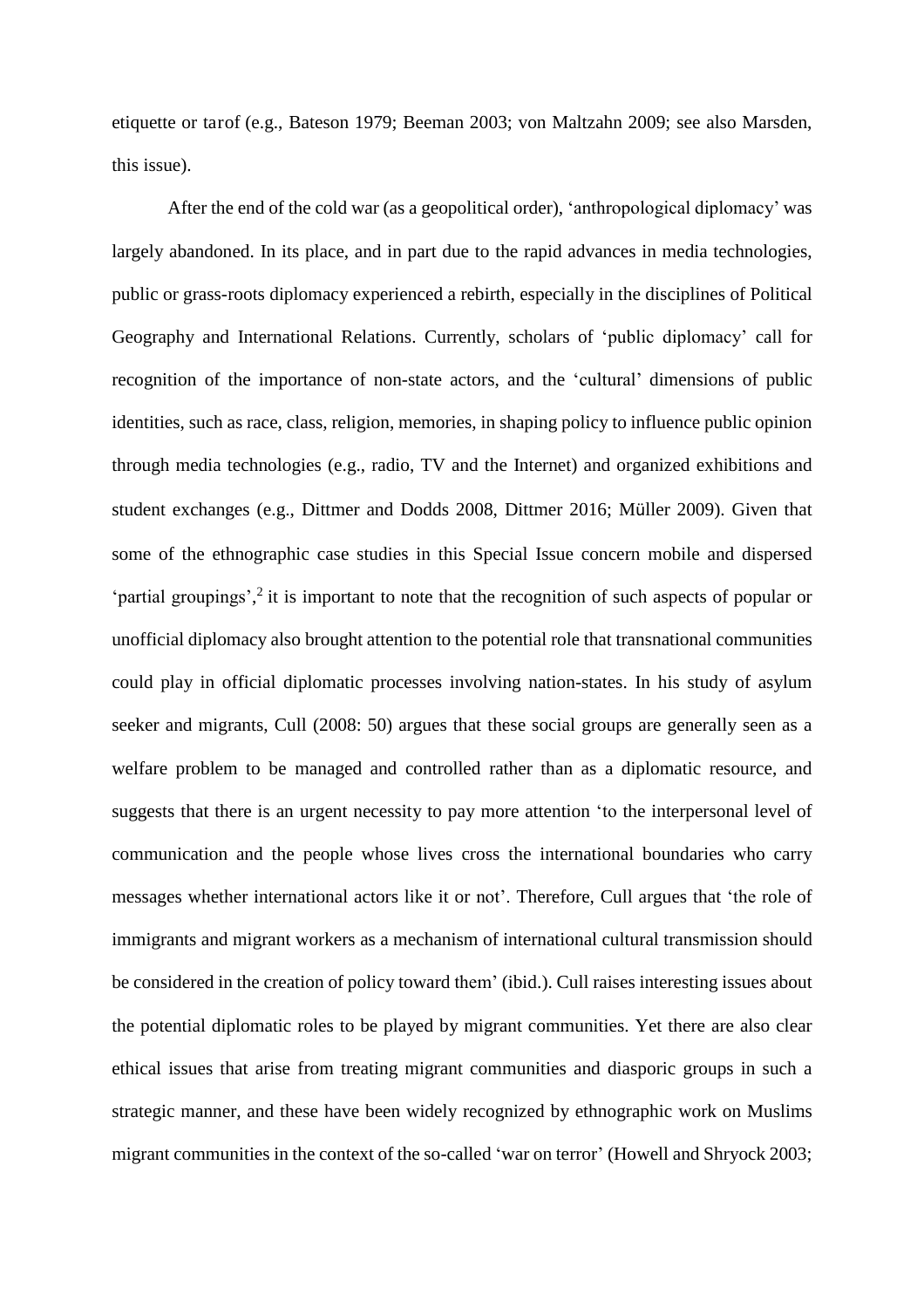etiquette or tarof (e.g., Bateson 1979; Beeman 2003; von Maltzahn 2009; see also Marsden, this issue).

After the end of the cold war (as a geopolitical order), 'anthropological diplomacy' was largely abandoned. In its place, and in part due to the rapid advances in media technologies, public or grass-roots diplomacy experienced a rebirth, especially in the disciplines of Political Geography and International Relations. Currently, scholars of 'public diplomacy' call for recognition of the importance of non-state actors, and the 'cultural' dimensions of public identities, such as race, class, religion, memories, in shaping policy to influence public opinion through media technologies (e.g., radio, TV and the Internet) and organized exhibitions and student exchanges (e.g., Dittmer and Dodds 2008, Dittmer 2016; Müller 2009). Given that some of the ethnographic case studies in this Special Issue concern mobile and dispersed 'partial groupings',[2] it is important to note that the recognition of such aspects of popular or unofficial diplomacy also brought attention to the potential role that transnational communities could play in official diplomatic processes involving nation-states. In his study of asylum seeker and migrants, Cull (2008: 50) argues that these social groups are generally seen as a welfare problem to be managed and controlled rather than as a diplomatic resource, and suggests that there is an urgent necessity to pay more attention 'to the interpersonal level of communication and the people whose lives cross the international boundaries who carry messages whether international actors like it or not'. Therefore, Cull argues that 'the role of immigrants and migrant workers as a mechanism of international cultural transmission should be considered in the creation of policy toward them' (ibid.). Cull raises interesting issues about the potential diplomatic roles to be played by migrant communities. Yet there are also clear ethical issues that arise from treating migrant communities and diasporic groups in such a strategic manner, and these have been widely recognized by ethnographic work on Muslims migrant communities in the context of the so-called 'war on terror' (Howell and Shryock 2003;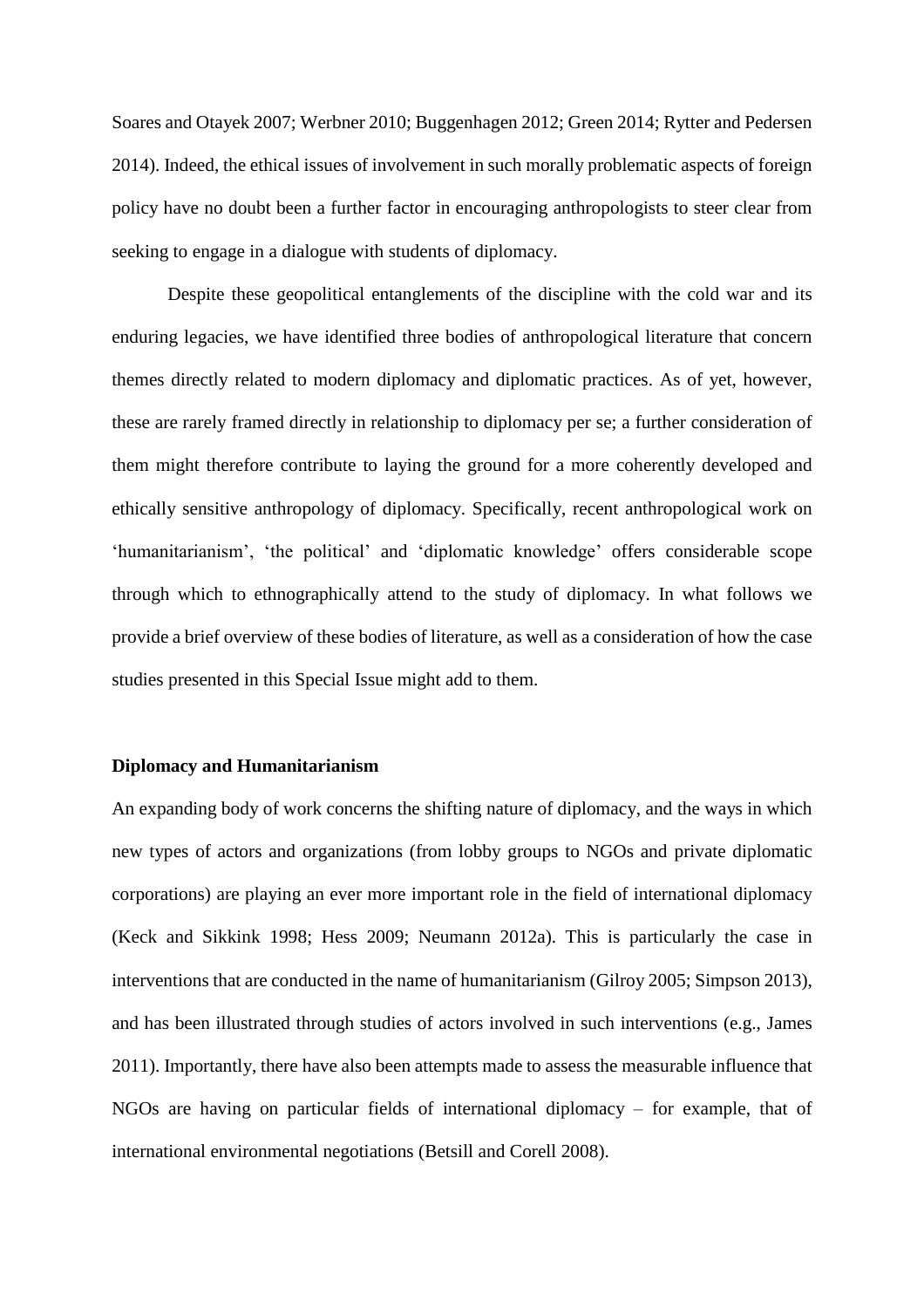Soares and Otayek 2007; Werbner 2010; Buggenhagen 2012; Green 2014; Rytter and Pedersen 2014). Indeed, the ethical issues of involvement in such morally problematic aspects of foreign policy have no doubt been a further factor in encouraging anthropologists to steer clear from seeking to engage in a dialogue with students of diplomacy.

Despite these geopolitical entanglements of the discipline with the cold war and its enduring legacies, we have identified three bodies of anthropological literature that concern themes directly related to modern diplomacy and diplomatic practices. As of yet, however, these are rarely framed directly in relationship to diplomacy per se; a further consideration of them might therefore contribute to laying the ground for a more coherently developed and ethically sensitive anthropology of diplomacy. Specifically, recent anthropological work on 'humanitarianism', 'the political' and 'diplomatic knowledge' offers considerable scope through which to ethnographically attend to the study of diplomacy. In what follows we provide a brief overview of these bodies of literature, as well as a consideration of how the case studies presented in this Special Issue might add to them.

**Diplomacy and Humanitarianism**

An expanding body of work concerns the shifting nature of diplomacy, and the ways in which new types of actors and organizations (from lobby groups to NGOs and private diplomatic corporations) are playing an ever more important role in the field of international diplomacy (Keck and Sikkink 1998; Hess 2009; Neumann 2012a). This is particularly the case in interventions that are conducted in the name of humanitarianism (Gilroy 2005; Simpson 2013), and has been illustrated through studies of actors involved in such interventions (e.g., James 2011). Importantly, there have also been attempts made to assess the measurable influence that NGOs are having on particular fields of international diplomacy – for example, that of international environmental negotiations (Betsill and Corell 2008).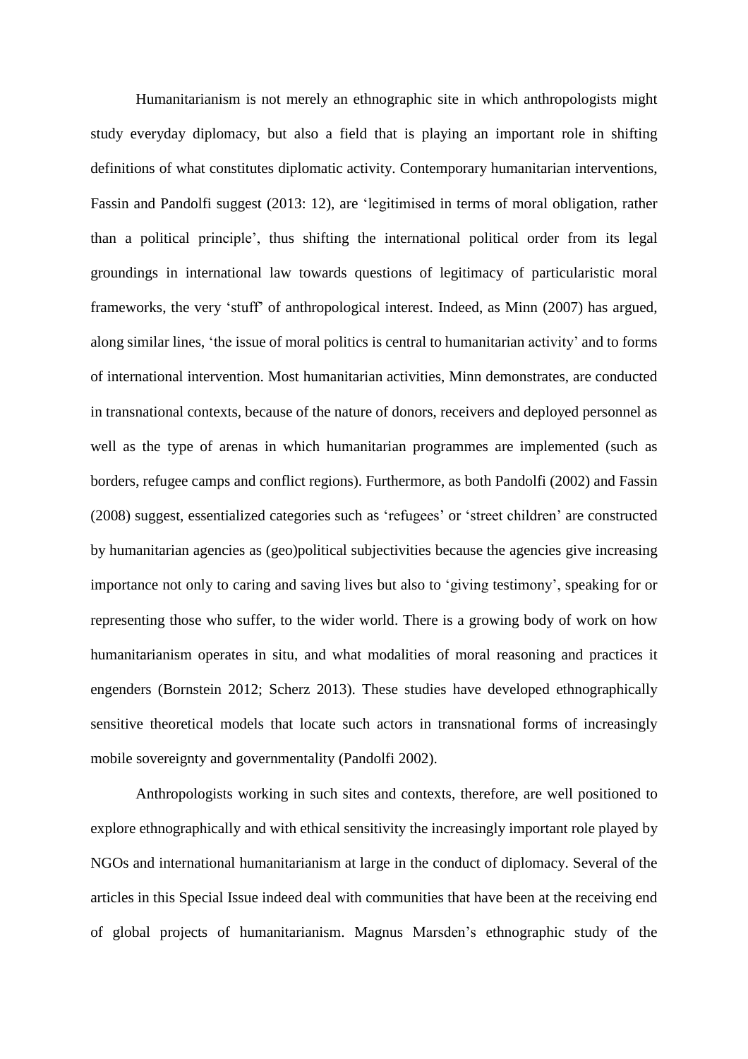Humanitarianism is not merely an ethnographic site in which anthropologists might study everyday diplomacy, but also a field that is playing an important role in shifting definitions of what constitutes diplomatic activity. Contemporary humanitarian interventions, Fassin and Pandolfi suggest (2013: 12), are 'legitimised in terms of moral obligation, rather than a political principle', thus shifting the international political order from its legal groundings in international law towards questions of legitimacy of particularistic moral frameworks, the very 'stuff' of anthropological interest. Indeed, as Minn (2007) has argued, along similar lines, 'the issue of moral politics is central to humanitarian activity' and to forms of international intervention. Most humanitarian activities, Minn demonstrates, are conducted in transnational contexts, because of the nature of donors, receivers and deployed personnel as well as the type of arenas in which humanitarian programmes are implemented (such as borders, refugee camps and conflict regions). Furthermore, as both Pandolfi (2002) and Fassin (2008) suggest, essentialized categories such as 'refugees' or 'street children' are constructed by humanitarian agencies as (geo)political subjectivities because the agencies give increasing importance not only to caring and saving lives but also to 'giving testimony', speaking for or representing those who suffer, to the wider world. There is a growing body of work on how humanitarianism operates in situ, and what modalities of moral reasoning and practices it engenders (Bornstein 2012; Scherz 2013). These studies have developed ethnographically sensitive theoretical models that locate such actors in transnational forms of increasingly mobile sovereignty and governmentality (Pandolfi 2002).

Anthropologists working in such sites and contexts, therefore, are well positioned to explore ethnographically and with ethical sensitivity the increasingly important role played by NGOs and international humanitarianism at large in the conduct of diplomacy. Several of the articles in this Special Issue indeed deal with communities that have been at the receiving end of global projects of humanitarianism. Magnus Marsden's ethnographic study of the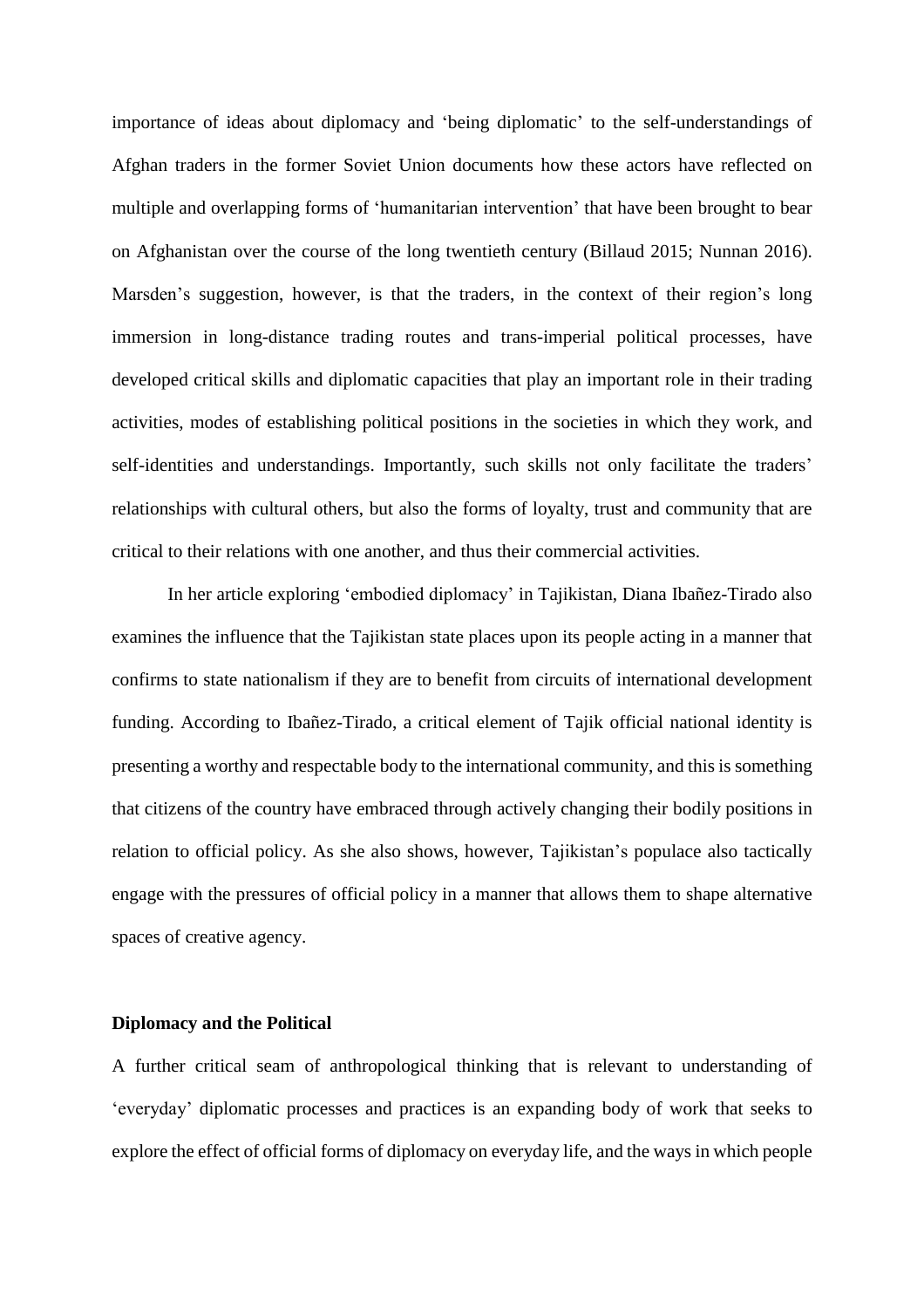importance of ideas about diplomacy and 'being diplomatic' to the self-understandings of Afghan traders in the former Soviet Union documents how these actors have reflected on multiple and overlapping forms of 'humanitarian intervention' that have been brought to bear on Afghanistan over the course of the long twentieth century (Billaud 2015; Nunnan 2016). Marsden's suggestion, however, is that the traders, in the context of their region's long immersion in long-distance trading routes and trans-imperial political processes, have developed critical skills and diplomatic capacities that play an important role in their trading activities, modes of establishing political positions in the societies in which they work, and self-identities and understandings. Importantly, such skills not only facilitate the traders' relationships with cultural others, but also the forms of loyalty, trust and community that are critical to their relations with one another, and thus their commercial activities.

In her article exploring 'embodied diplomacy' in Tajikistan, Diana Ibañez-Tirado also examines the influence that the Tajikistan state places upon its people acting in a manner that confirms to state nationalism if they are to benefit from circuits of international development funding. According to Ibañez-Tirado, a critical element of Tajik official national identity is presenting a worthy and respectable body to the international community, and this is something that citizens of the country have embraced through actively changing their bodily positions in relation to official policy. As she also shows, however, Tajikistan's populace also tactically engage with the pressures of official policy in a manner that allows them to shape alternative spaces of creative agency.

**Diplomacy and the Political**

A further critical seam of anthropological thinking that is relevant to understanding of 'everyday' diplomatic processes and practices is an expanding body of work that seeks to explore the effect of official forms of diplomacy on everyday life, and the ways in which people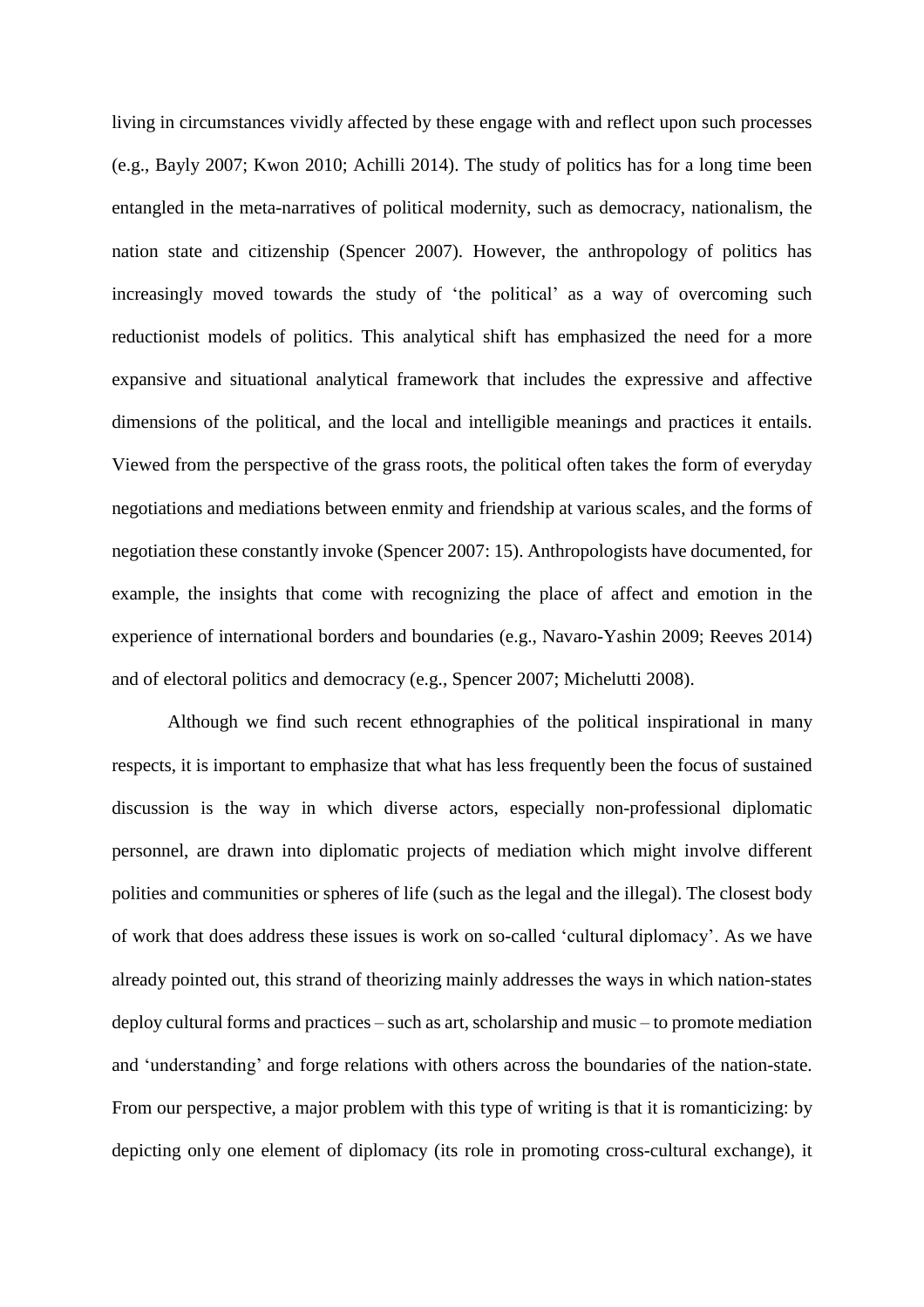living in circumstances vividly affected by these engage with and reflect upon such processes (e.g., Bayly 2007; Kwon 2010; Achilli 2014). The study of politics has for a long time been entangled in the meta-narratives of political modernity, such as democracy, nationalism, the nation state and citizenship (Spencer 2007). However, the anthropology of politics has increasingly moved towards the study of 'the political' as a way of overcoming such reductionist models of politics. This analytical shift has emphasized the need for a more expansive and situational analytical framework that includes the expressive and affective dimensions of the political, and the local and intelligible meanings and practices it entails. Viewed from the perspective of the grass roots, the political often takes the form of everyday negotiations and mediations between enmity and friendship at various scales, and the forms of negotiation these constantly invoke (Spencer 2007: 15). Anthropologists have documented, for example, the insights that come with recognizing the place of affect and emotion in the experience of international borders and boundaries (e.g., Navaro-Yashin 2009; Reeves 2014) and of electoral politics and democracy (e.g., Spencer 2007; Michelutti 2008).

Although we find such recent ethnographies of the political inspirational in many respects, it is important to emphasize that what has less frequently been the focus of sustained discussion is the way in which diverse actors, especially non-professional diplomatic personnel, are drawn into diplomatic projects of mediation which might involve different polities and communities or spheres of life (such as the legal and the illegal). The closest body of work that does address these issues is work on so-called 'cultural diplomacy'. As we have already pointed out, this strand of theorizing mainly addresses the ways in which nation-states deploy cultural forms and practices – such as art, scholarship and music – to promote mediation and 'understanding' and forge relations with others across the boundaries of the nation-state. From our perspective, a major problem with this type of writing is that it is romanticizing: by depicting only one element of diplomacy (its role in promoting cross-cultural exchange), it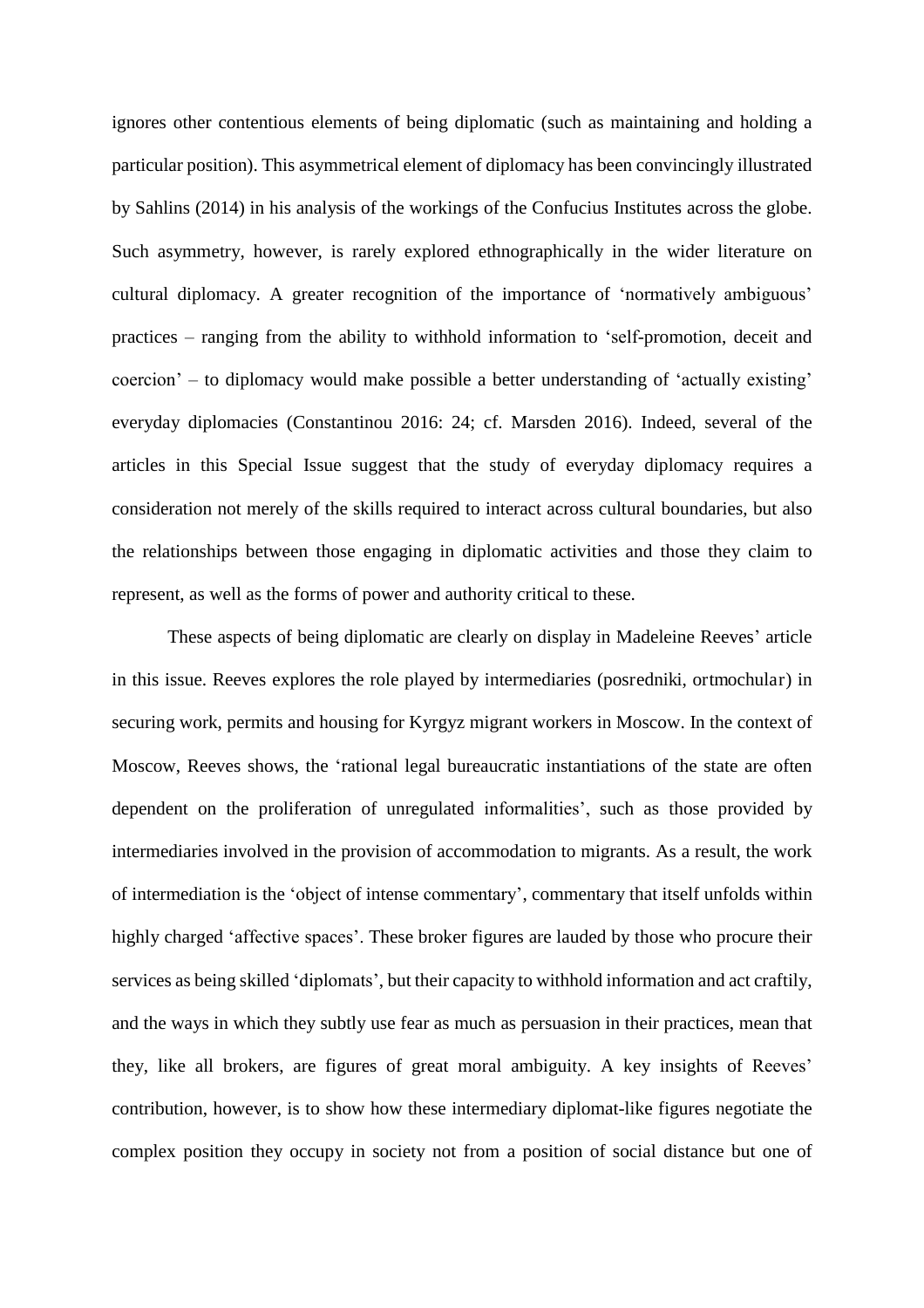ignores other contentious elements of being diplomatic (such as maintaining and holding a particular position). This asymmetrical element of diplomacy has been convincingly illustrated by Sahlins (2014) in his analysis of the workings of the Confucius Institutes across the globe. Such asymmetry, however, is rarely explored ethnographically in the wider literature on cultural diplomacy. A greater recognition of the importance of 'normatively ambiguous' practices – ranging from the ability to withhold information to 'self-promotion, deceit and coercion' – to diplomacy would make possible a better understanding of 'actually existing' everyday diplomacies (Constantinou 2016: 24; cf. Marsden 2016). Indeed, several of the articles in this Special Issue suggest that the study of everyday diplomacy requires a consideration not merely of the skills required to interact across cultural boundaries, but also the relationships between those engaging in diplomatic activities and those they claim to represent, as well as the forms of power and authority critical to these.

These aspects of being diplomatic are clearly on display in Madeleine Reeves' article in this issue. Reeves explores the role played by intermediaries (posredniki, ortmochular) in securing work, permits and housing for Kyrgyz migrant workers in Moscow. In the context of Moscow, Reeves shows, the 'rational legal bureaucratic instantiations of the state are often dependent on the proliferation of unregulated informalities', such as those provided by intermediaries involved in the provision of accommodation to migrants. As a result, the work of intermediation is the 'object of intense commentary', commentary that itself unfolds within highly charged 'affective spaces'. These broker figures are lauded by those who procure their services as being skilled 'diplomats', but their capacity to withhold information and act craftily, and the ways in which they subtly use fear as much as persuasion in their practices, mean that they, like all brokers, are figures of great moral ambiguity. A key insights of Reeves' contribution, however, is to show how these intermediary diplomat-like figures negotiate the complex position they occupy in society not from a position of social distance but one of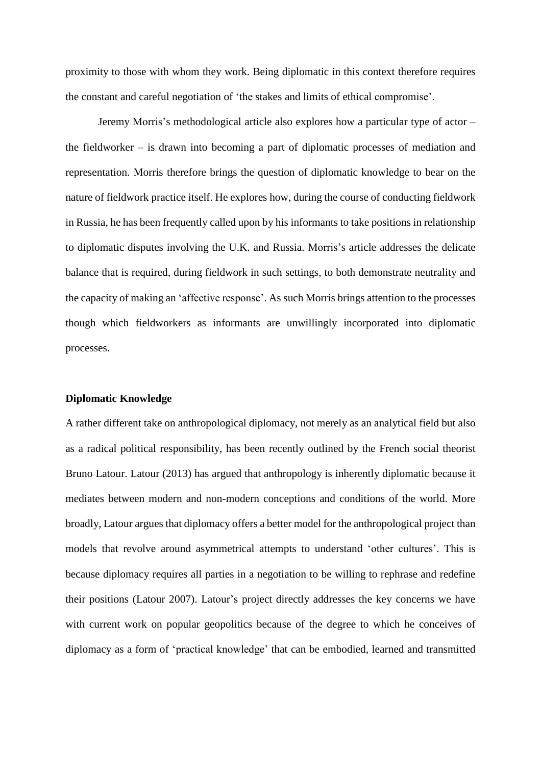proximity to those with whom they work. Being diplomatic in this context therefore requires the constant and careful negotiation of 'the stakes and limits of ethical compromise'.

Jeremy Morris's methodological article also explores how a particular type of actor – the fieldworker – is drawn into becoming a part of diplomatic processes of mediation and representation. Morris therefore brings the question of diplomatic knowledge to bear on the nature of fieldwork practice itself. He explores how, during the course of conducting fieldwork in Russia, he has been frequently called upon by his informants to take positions in relationship to diplomatic disputes involving the U.K. and Russia. Morris's article addresses the delicate balance that is required, during fieldwork in such settings, to both demonstrate neutrality and the capacity of making an 'affective response'. As such Morris brings attention to the processes though which fieldworkers as informants are unwillingly incorporated into diplomatic processes.

**Diplomatic Knowledge**

A rather different take on anthropological diplomacy, not merely as an analytical field but also as a radical political responsibility, has been recently outlined by the French social theorist Bruno Latour. Latour (2013) has argued that anthropology is inherently diplomatic because it mediates between modern and non-modern conceptions and conditions of the world. More broadly, Latour argues that diplomacy offers a better model for the anthropological project than models that revolve around asymmetrical attempts to understand 'other cultures'. This is because diplomacy requires all parties in a negotiation to be willing to rephrase and redefine their positions (Latour 2007). Latour's project directly addresses the key concerns we have with current work on popular geopolitics because of the degree to which he conceives of diplomacy as a form of 'practical knowledge' that can be embodied, learned and transmitted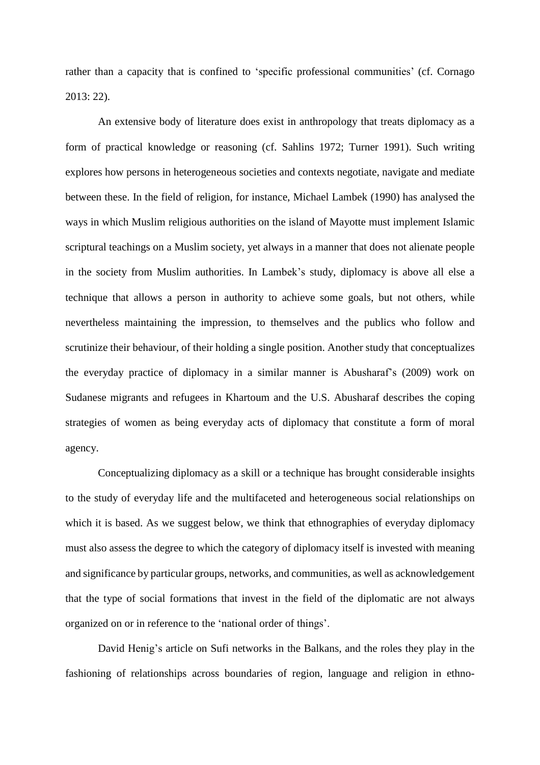rather than a capacity that is confined to 'specific professional communities' (cf. Cornago 2013: 22).

An extensive body of literature does exist in anthropology that treats diplomacy as a form of practical knowledge or reasoning (cf. Sahlins 1972; Turner 1991). Such writing explores how persons in heterogeneous societies and contexts negotiate, navigate and mediate between these. In the field of religion, for instance, Michael Lambek (1990) has analysed the ways in which Muslim religious authorities on the island of Mayotte must implement Islamic scriptural teachings on a Muslim society, yet always in a manner that does not alienate people in the society from Muslim authorities. In Lambek's study, diplomacy is above all else a technique that allows a person in authority to achieve some goals, but not others, while nevertheless maintaining the impression, to themselves and the publics who follow and scrutinize their behaviour, of their holding a single position. Another study that conceptualizes the everyday practice of diplomacy in a similar manner is Abusharaf's (2009) work on Sudanese migrants and refugees in Khartoum and the U.S. Abusharaf describes the coping strategies of women as being everyday acts of diplomacy that constitute a form of moral agency.

Conceptualizing diplomacy as a skill or a technique has brought considerable insights to the study of everyday life and the multifaceted and heterogeneous social relationships on which it is based. As we suggest below, we think that ethnographies of everyday diplomacy must also assess the degree to which the category of diplomacy itself is invested with meaning and significance by particular groups, networks, and communities, as well as acknowledgement that the type of social formations that invest in the field of the diplomatic are not always organized on or in reference to the 'national order of things'.

David Henig's article on Sufi networks in the Balkans, and the roles they play in the fashioning of relationships across boundaries of region, language and religion in ethno-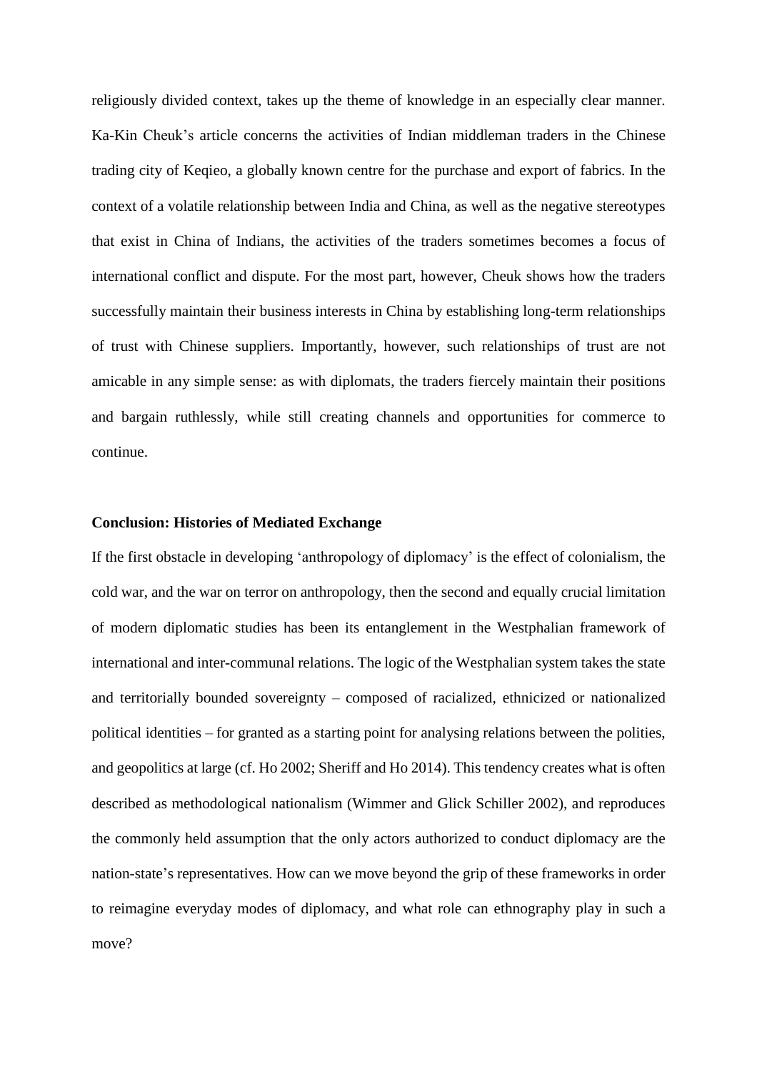religiously divided context, takes up the theme of knowledge in an especially clear manner. Ka-Kin Cheuk's article concerns the activities of Indian middleman traders in the Chinese trading city of Keqieo, a globally known centre for the purchase and export of fabrics. In the context of a volatile relationship between India and China, as well as the negative stereotypes that exist in China of Indians, the activities of the traders sometimes becomes a focus of international conflict and dispute. For the most part, however, Cheuk shows how the traders successfully maintain their business interests in China by establishing long-term relationships of trust with Chinese suppliers. Importantly, however, such relationships of trust are not amicable in any simple sense: as with diplomats, the traders fiercely maintain their positions and bargain ruthlessly, while still creating channels and opportunities for commerce to continue.

**Conclusion: Histories of Mediated Exchange**

If the first obstacle in developing 'anthropology of diplomacy' is the effect of colonialism, the cold war, and the war on terror on anthropology, then the second and equally crucial limitation of modern diplomatic studies has been its entanglement in the Westphalian framework of international and inter-communal relations. The logic of the Westphalian system takes the state and territorially bounded sovereignty – composed of racialized, ethnicized or nationalized political identities – for granted as a starting point for analysing relations between the polities, and geopolitics at large (cf. Ho 2002; Sheriff and Ho 2014). This tendency creates what is often described as methodological nationalism (Wimmer and Glick Schiller 2002), and reproduces the commonly held assumption that the only actors authorized to conduct diplomacy are the nation-state's representatives. How can we move beyond the grip of these frameworks in order to reimagine everyday modes of diplomacy, and what role can ethnography play in such a move?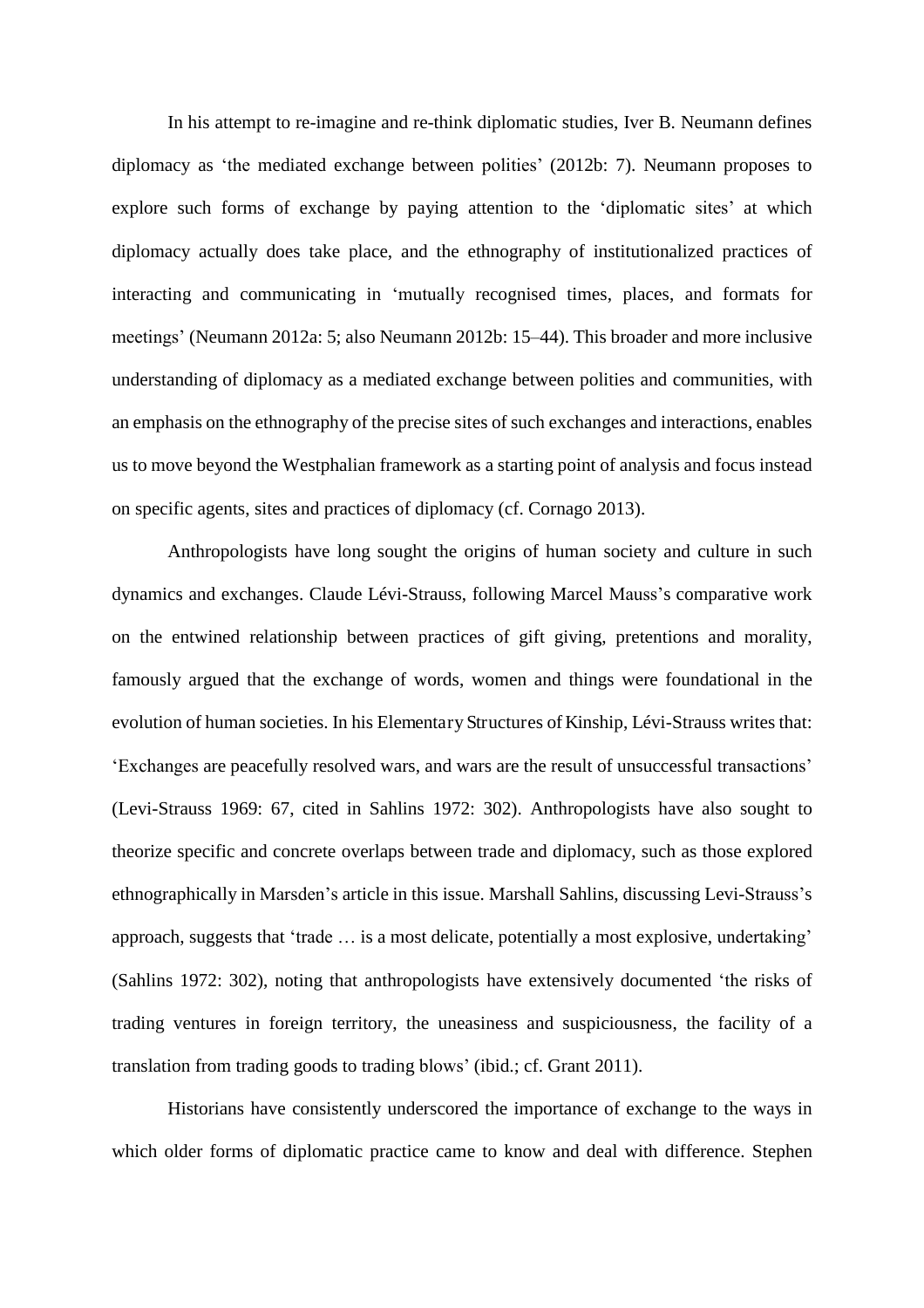In his attempt to re-imagine and re-think diplomatic studies, Iver B. Neumann defines diplomacy as 'the mediated exchange between polities' (2012b: 7). Neumann proposes to explore such forms of exchange by paying attention to the 'diplomatic sites' at which diplomacy actually does take place, and the ethnography of institutionalized practices of interacting and communicating in 'mutually recognised times, places, and formats for meetings' (Neumann 2012a: 5; also Neumann 2012b: 15–44). This broader and more inclusive understanding of diplomacy as a mediated exchange between polities and communities, with an emphasis on the ethnography of the precise sites of such exchanges and interactions, enables us to move beyond the Westphalian framework as a starting point of analysis and focus instead on specific agents, sites and practices of diplomacy (cf. Cornago 2013).

Anthropologists have long sought the origins of human society and culture in such dynamics and exchanges. Claude Lévi-Strauss, following Marcel Mauss's comparative work on the entwined relationship between practices of gift giving, pretentions and morality, famously argued that the exchange of words, women and things were foundational in the evolution of human societies. In his Elementary Structures of Kinship, Lévi-Strauss writes that: 'Exchanges are peacefully resolved wars, and wars are the result of unsuccessful transactions' (Levi-Strauss 1969: 67, cited in Sahlins 1972: 302). Anthropologists have also sought to theorize specific and concrete overlaps between trade and diplomacy, such as those explored ethnographically in Marsden's article in this issue. Marshall Sahlins, discussing Levi-Strauss's approach, suggests that 'trade … is a most delicate, potentially a most explosive, undertaking' (Sahlins 1972: 302), noting that anthropologists have extensively documented 'the risks of trading ventures in foreign territory, the uneasiness and suspiciousness, the facility of a translation from trading goods to trading blows' (ibid.; cf. Grant 2011).

Historians have consistently underscored the importance of exchange to the ways in which older forms of diplomatic practice came to know and deal with difference. Stephen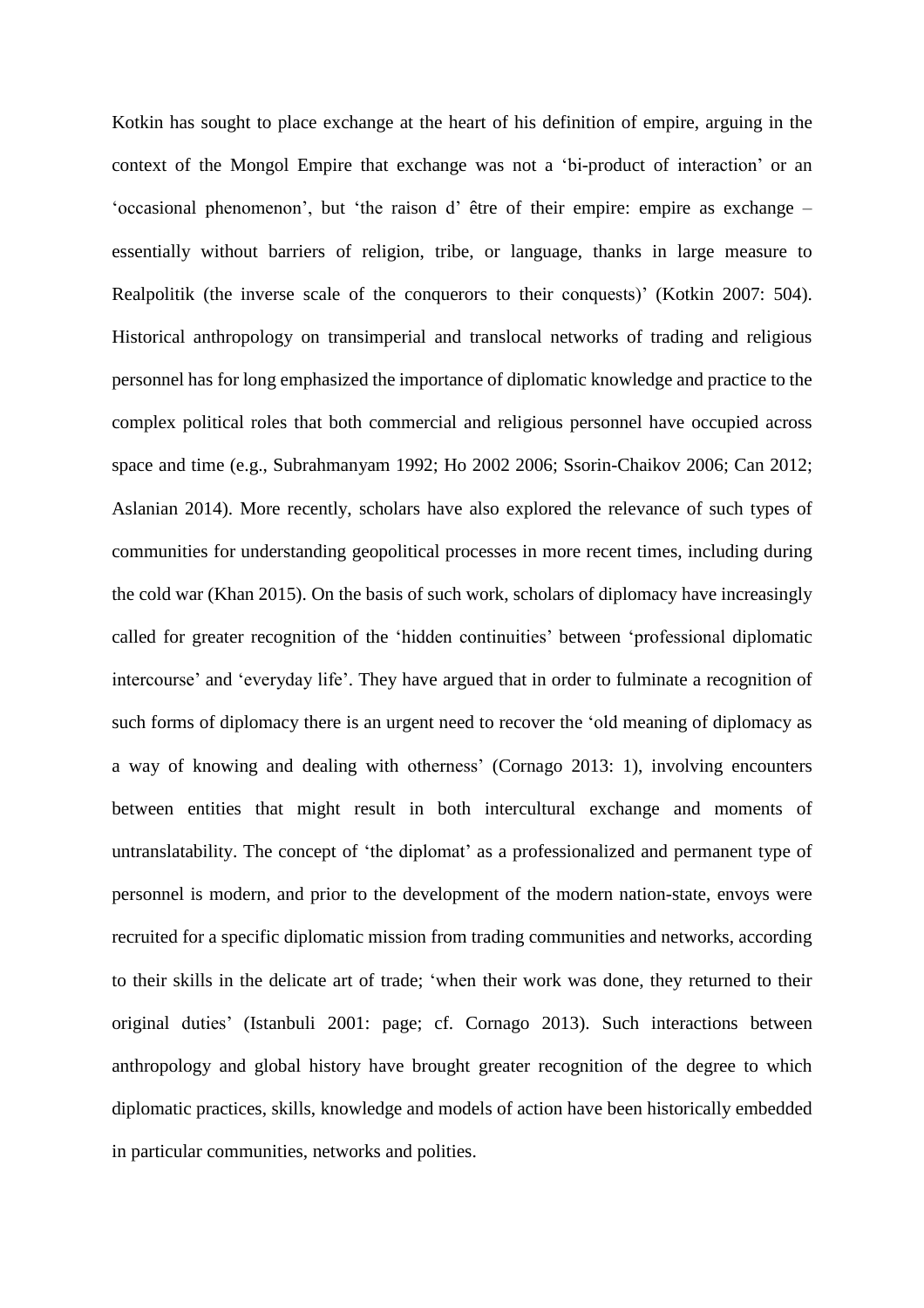Kotkin has sought to place exchange at the heart of his definition of empire, arguing in the context of the Mongol Empire that exchange was not a 'bi-product of interaction' or an 'occasional phenomenon', but 'the raison d' être of their empire: empire as exchange – essentially without barriers of religion, tribe, or language, thanks in large measure to Realpolitik (the inverse scale of the conquerors to their conquests)' (Kotkin 2007: 504). Historical anthropology on transimperial and translocal networks of trading and religious personnel has for long emphasized the importance of diplomatic knowledge and practice to the complex political roles that both commercial and religious personnel have occupied across space and time (e.g., Subrahmanyam 1992; Ho 2002 2006; Ssorin-Chaikov 2006; Can 2012; Aslanian 2014). More recently, scholars have also explored the relevance of such types of communities for understanding geopolitical processes in more recent times, including during the cold war (Khan 2015). On the basis of such work, scholars of diplomacy have increasingly called for greater recognition of the 'hidden continuities' between 'professional diplomatic intercourse' and 'everyday life'. They have argued that in order to fulminate a recognition of such forms of diplomacy there is an urgent need to recover the 'old meaning of diplomacy as a way of knowing and dealing with otherness' (Cornago 2013: 1), involving encounters between entities that might result in both intercultural exchange and moments of untranslatability. The concept of 'the diplomat' as a professionalized and permanent type of personnel is modern, and prior to the development of the modern nation-state, envoys were recruited for a specific diplomatic mission from trading communities and networks, according to their skills in the delicate art of trade; 'when their work was done, they returned to their original duties' (Istanbuli 2001: page; cf. Cornago 2013). Such interactions between anthropology and global history have brought greater recognition of the degree to which diplomatic practices, skills, knowledge and models of action have been historically embedded in particular communities, networks and polities.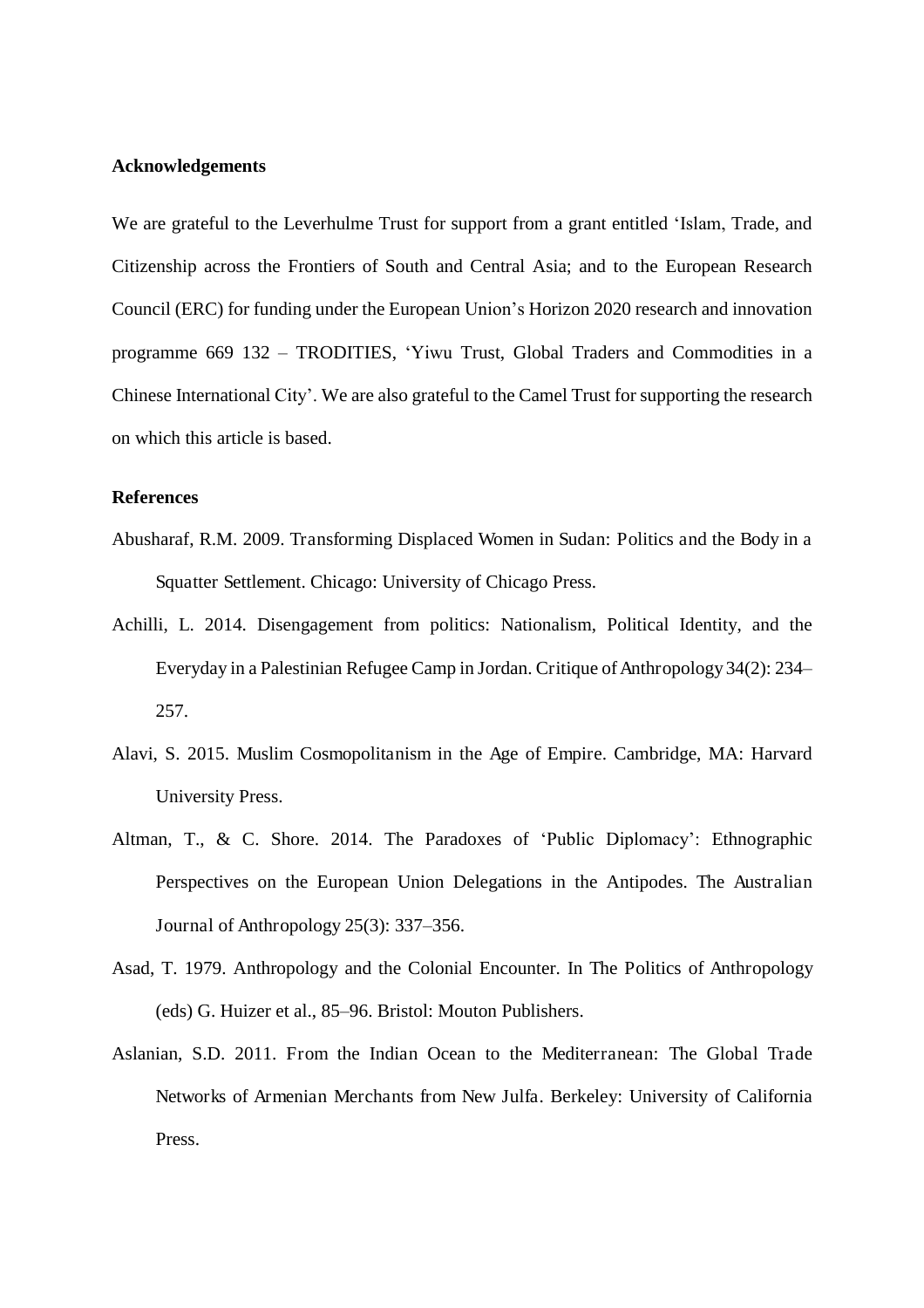**Acknowledgements**

We are grateful to the Leverhulme Trust for support from a grant entitled 'Islam, Trade, and Citizenship across the Frontiers of South and Central Asia; and to the European Research Council (ERC) for funding under the European Union's Horizon 2020 research and innovation programme 669 132 – TRODITIES, 'Yiwu Trust, Global Traders and Commodities in a Chinese International City'. We are also grateful to the Camel Trust for supporting the research on which this article is based.

**References**

Abusharaf, R.M. 2009. Transforming Displaced Women in Sudan: Politics and the Body in a Squatter Settlement. Chicago: University of Chicago Press.

Achilli, L. 2014. Disengagement from politics: Nationalism, Political Identity, and the Everyday in a Palestinian Refugee Camp in Jordan. Critique of Anthropology 34(2): 234–257.

Alavi, S. 2015. Muslim Cosmopolitanism in the Age of Empire. Cambridge, MA: Harvard University Press.

Altman, T., & C. Shore. 2014. The Paradoxes of 'Public Diplomacy': Ethnographic Perspectives on the European Union Delegations in the Antipodes. The Australian Journal of Anthropology 25(3): 337–356.

Asad, T. 1979. Anthropology and the Colonial Encounter. In The Politics of Anthropology (eds) G. Huizer et al., 85–96. Bristol: Mouton Publishers.

Aslanian, S.D. 2011. From the Indian Ocean to the Mediterranean: The Global Trade Networks of Armenian Merchants from New Julfa. Berkeley: University of California Press.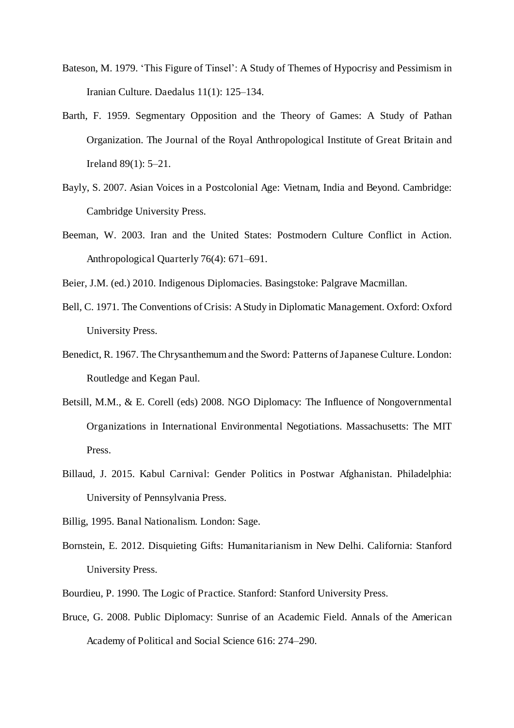Bateson, M. 1979. 'This Figure of Tinsel': A Study of Themes of Hypocrisy and Pessimism in Iranian Culture. Daedalus 11(1): 125–134.

Barth, F. 1959. Segmentary Opposition and the Theory of Games: A Study of Pathan Organization. The Journal of the Royal Anthropological Institute of Great Britain and Ireland 89(1): 5–21.

Bayly, S. 2007. Asian Voices in a Postcolonial Age: Vietnam, India and Beyond. Cambridge: Cambridge University Press.

Beeman, W. 2003. Iran and the United States: Postmodern Culture Conflict in Action. Anthropological Quarterly 76(4): 671–691.

Beier, J.M. (ed.) 2010. Indigenous Diplomacies. Basingstoke: Palgrave Macmillan.

Bell, C. 1971. The Conventions of Crisis: A Study in Diplomatic Management. Oxford: Oxford University Press.

Benedict, R. 1967. The Chrysanthemum and the Sword: Patterns of Japanese Culture. London: Routledge and Kegan Paul.

Betsill, M.M., & E. Corell (eds) 2008. NGO Diplomacy: The Influence of Nongovernmental Organizations in International Environmental Negotiations. Massachusetts: The MIT Press.

Billaud, J. 2015. Kabul Carnival: Gender Politics in Postwar Afghanistan. Philadelphia: University of Pennsylvania Press.

Billig, 1995. Banal Nationalism. London: Sage.

Bornstein, E. 2012. Disquieting Gifts: Humanitarianism in New Delhi. California: Stanford University Press.

Bourdieu, P. 1990. The Logic of Practice. Stanford: Stanford University Press.

Bruce, G. 2008. Public Diplomacy: Sunrise of an Academic Field. Annals of the American Academy of Political and Social Science 616: 274–290.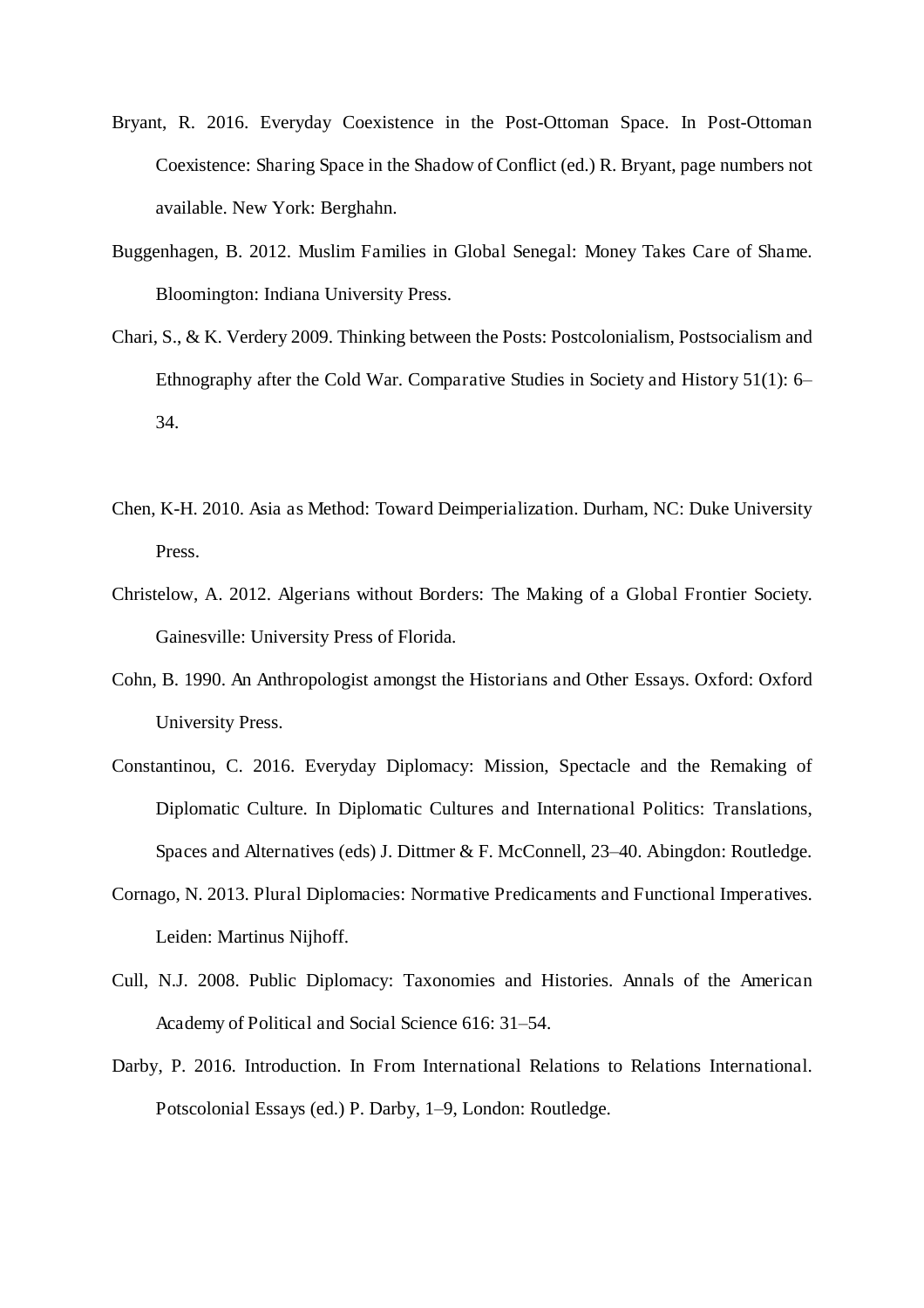Bryant, R. 2016. Everyday Coexistence in the Post-Ottoman Space. In Post-Ottoman Coexistence: Sharing Space in the Shadow of Conflict (ed.) R. Bryant, page numbers not available. New York: Berghahn.

Buggenhagen, B. 2012. Muslim Families in Global Senegal: Money Takes Care of Shame. Bloomington: Indiana University Press.

Chari, S., & K. Verdery 2009. Thinking between the Posts: Postcolonialism, Postsocialism and Ethnography after the Cold War. Comparative Studies in Society and History 51(1): 6–34.

Chen, K-H. 2010. Asia as Method: Toward Deimperialization. Durham, NC: Duke University Press.

Christelow, A. 2012. Algerians without Borders: The Making of a Global Frontier Society. Gainesville: University Press of Florida.

Cohn, B. 1990. An Anthropologist amongst the Historians and Other Essays. Oxford: Oxford University Press.

Constantinou, C. 2016. Everyday Diplomacy: Mission, Spectacle and the Remaking of Diplomatic Culture. In Diplomatic Cultures and International Politics: Translations, Spaces and Alternatives (eds) J. Dittmer & F. McConnell, 23–40. Abingdon: Routledge.

Cornago, N. 2013. Plural Diplomacies: Normative Predicaments and Functional Imperatives. Leiden: Martinus Nijhoff.

Cull, N.J. 2008. Public Diplomacy: Taxonomies and Histories. Annals of the American Academy of Political and Social Science 616: 31–54.

Darby, P. 2016. Introduction. In From International Relations to Relations International. Potscolonial Essays (ed.) P. Darby, 1–9, London: Routledge.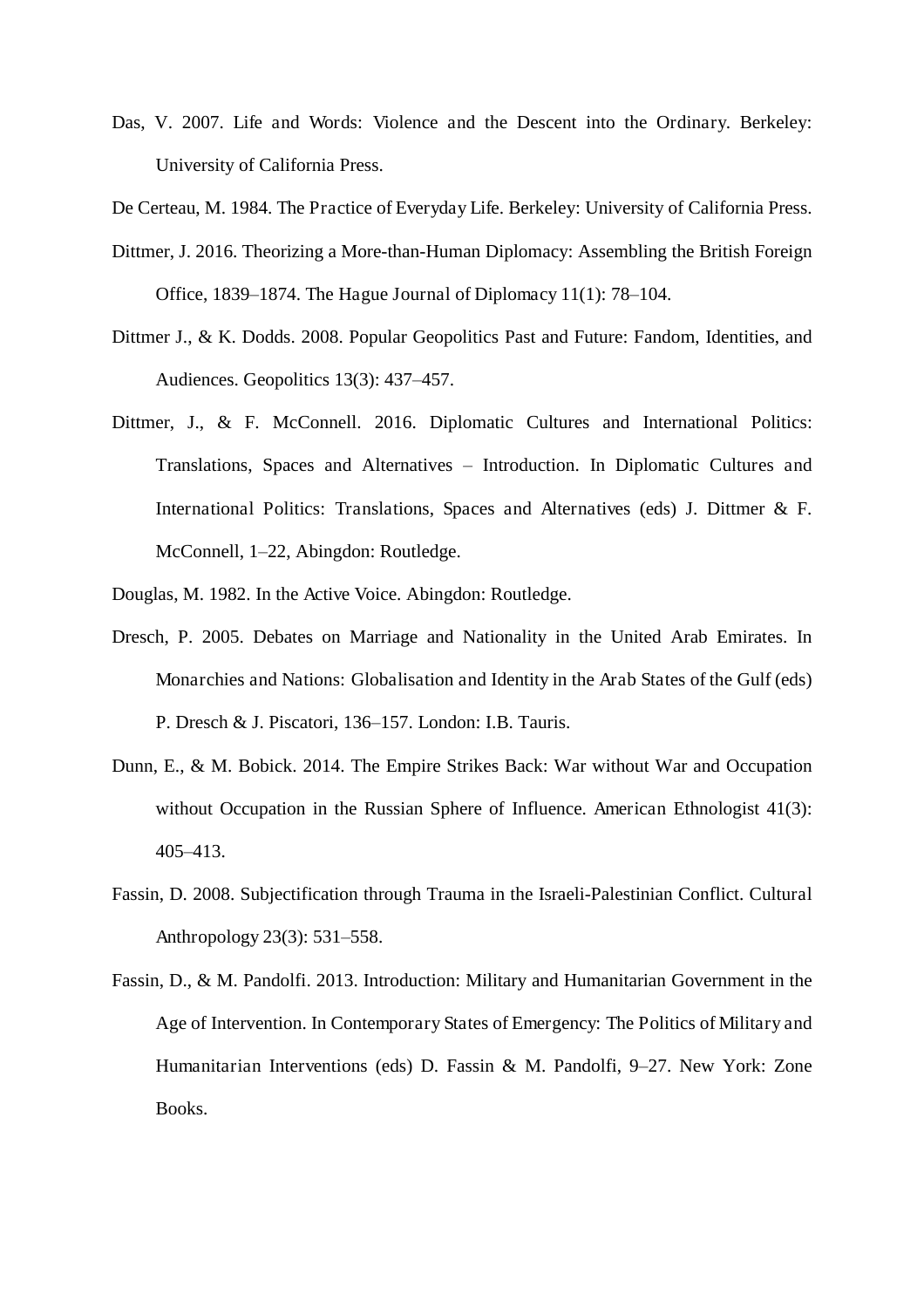Das, V. 2007. Life and Words: Violence and the Descent into the Ordinary. Berkeley: University of California Press.

De Certeau, M. 1984. The Practice of Everyday Life. Berkeley: University of California Press.

Dittmer, J. 2016. Theorizing a More-than-Human Diplomacy: Assembling the British Foreign Office, 1839–1874. The Hague Journal of Diplomacy 11(1): 78–104.

Dittmer J., & K. Dodds. 2008. Popular Geopolitics Past and Future: Fandom, Identities, and Audiences. Geopolitics 13(3): 437–457.

Dittmer, J., & F. McConnell. 2016. Diplomatic Cultures and International Politics: Translations, Spaces and Alternatives – Introduction. In Diplomatic Cultures and International Politics: Translations, Spaces and Alternatives (eds) J. Dittmer & F. McConnell, 1–22, Abingdon: Routledge.

Douglas, M. 1982. In the Active Voice. Abingdon: Routledge.

Dresch, P. 2005. Debates on Marriage and Nationality in the United Arab Emirates. In Monarchies and Nations: Globalisation and Identity in the Arab States of the Gulf (eds) P. Dresch & J. Piscatori, 136–157. London: I.B. Tauris.

Dunn, E., & M. Bobick. 2014. The Empire Strikes Back: War without War and Occupation without Occupation in the Russian Sphere of Influence. American Ethnologist 41(3): 405–413.

Fassin, D. 2008. Subjectification through Trauma in the Israeli-Palestinian Conflict. Cultural Anthropology 23(3): 531–558.

Fassin, D., & M. Pandolfi. 2013. Introduction: Military and Humanitarian Government in the Age of Intervention. In Contemporary States of Emergency: The Politics of Military and Humanitarian Interventions (eds) D. Fassin & M. Pandolfi, 9–27. New York: Zone Books.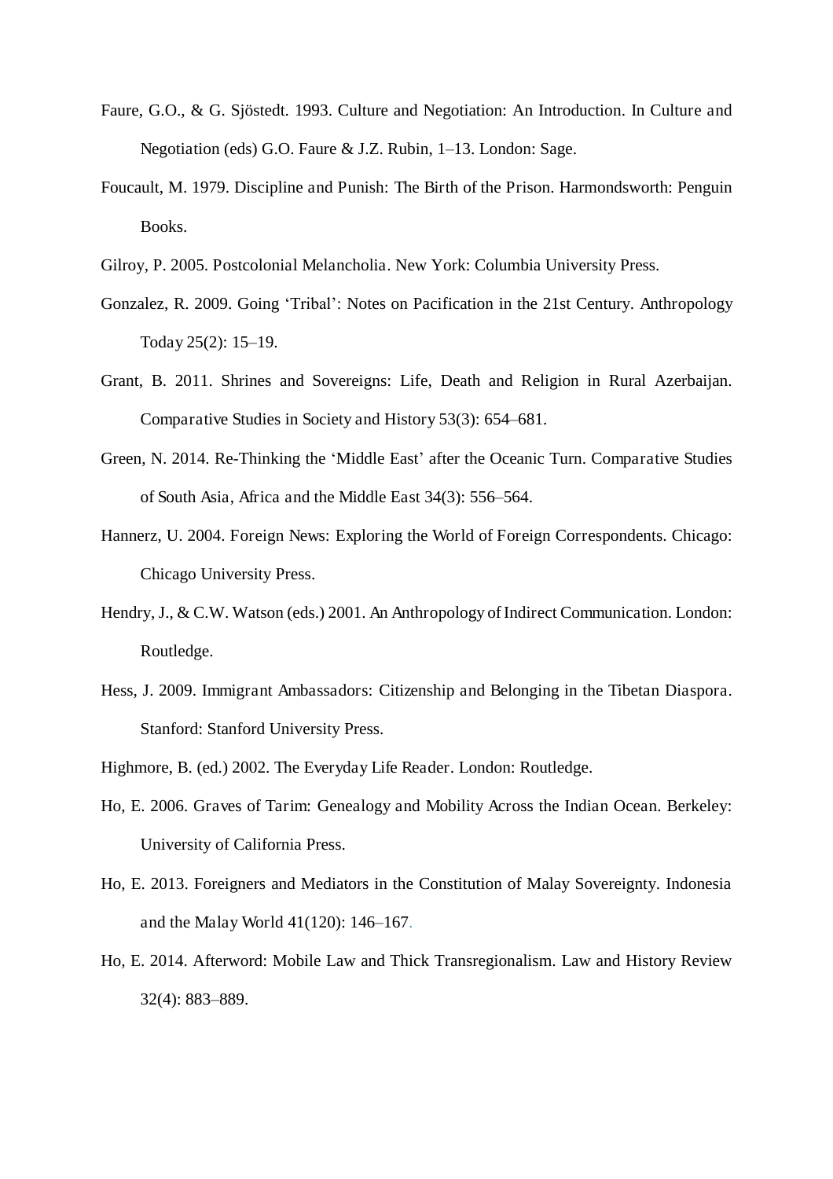Faure, G.O., & G. Sjöstedt. 1993. Culture and Negotiation: An Introduction. In Culture and Negotiation (eds) G.O. Faure & J.Z. Rubin, 1–13. London: Sage.

Foucault, M. 1979. Discipline and Punish: The Birth of the Prison. Harmondsworth: Penguin Books.

Gilroy, P. 2005. Postcolonial Melancholia. New York: Columbia University Press.

Gonzalez, R. 2009. Going 'Tribal': Notes on Pacification in the 21st Century. Anthropology Today 25(2): 15–19.

Grant, B. 2011. Shrines and Sovereigns: Life, Death and Religion in Rural Azerbaijan. Comparative Studies in Society and History 53(3): 654–681.

Green, N. 2014. Re-Thinking the 'Middle East' after the Oceanic Turn. Comparative Studies of South Asia, Africa and the Middle East 34(3): 556–564.

Hannerz, U. 2004. Foreign News: Exploring the World of Foreign Correspondents. Chicago: Chicago University Press.

Hendry, J., & C.W. Watson (eds.) 2001. An Anthropology of Indirect Communication. London: Routledge.

Hess, J. 2009. Immigrant Ambassadors: Citizenship and Belonging in the Tibetan Diaspora. Stanford: Stanford University Press.

Highmore, B. (ed.) 2002. The Everyday Life Reader. London: Routledge.

Ho, E. 2006. Graves of Tarim: Genealogy and Mobility Across the Indian Ocean. Berkeley: University of California Press.

Ho, E. 2013. Foreigners and Mediators in the Constitution of Malay Sovereignty. Indonesia and the Malay World 41(120): 146–167.

Ho, E. 2014. Afterword: Mobile Law and Thick Transregionalism. Law and History Review 32(4): 883–889.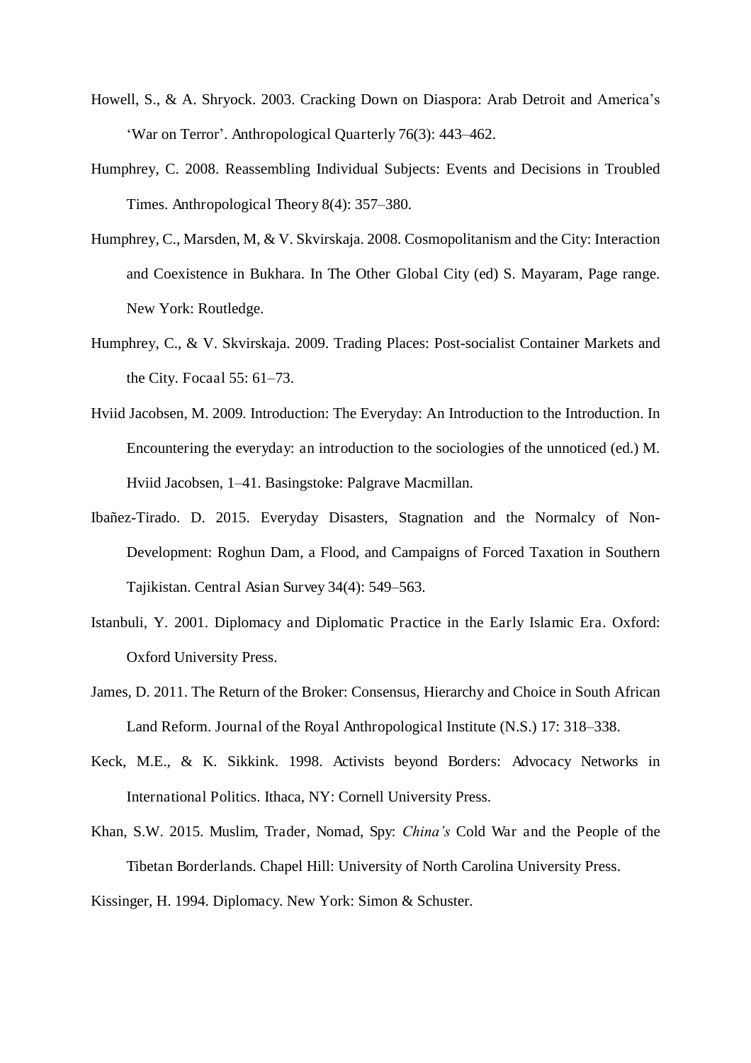Howell, S., & A. Shryock. 2003. Cracking Down on Diaspora: Arab Detroit and America's 'War on Terror'. Anthropological Quarterly 76(3): 443–462.

Humphrey, C. 2008. Reassembling Individual Subjects: Events and Decisions in Troubled Times. Anthropological Theory 8(4): 357–380.

Humphrey, C., Marsden, M, & V. Skvirskaja. 2008. Cosmopolitanism and the City: Interaction and Coexistence in Bukhara. In The Other Global City (ed) S. Mayaram, Page range. New York: Routledge.

Humphrey, C., & V. Skvirskaja. 2009. Trading Places: Post-socialist Container Markets and the City. Focaal 55: 61–73.

Hviid Jacobsen, M. 2009. Introduction: The Everyday: An Introduction to the Introduction. In Encountering the everyday: an introduction to the sociologies of the unnoticed (ed.) M. Hviid Jacobsen, 1–41. Basingstoke: Palgrave Macmillan.

Ibañez-Tirado. D. 2015. Everyday Disasters, Stagnation and the Normalcy of Non-Development: Roghun Dam, a Flood, and Campaigns of Forced Taxation in Southern Tajikistan. Central Asian Survey 34(4): 549–563.

Istanbuli, Y. 2001. Diplomacy and Diplomatic Practice in the Early Islamic Era. Oxford: Oxford University Press.

James, D. 2011. The Return of the Broker: Consensus, Hierarchy and Choice in South African Land Reform. Journal of the Royal Anthropological Institute (N.S.) 17: 318–338.

Keck, M.E., & K. Sikkink. 1998. Activists beyond Borders: Advocacy Networks in International Politics. Ithaca, NY: Cornell University Press.

Khan, S.W. 2015. Muslim, Trader, Nomad, Spy: *China's* Cold War and the People of the Tibetan Borderlands. Chapel Hill: University of North Carolina University Press.

Kissinger, H. 1994. Diplomacy. New York: Simon & Schuster.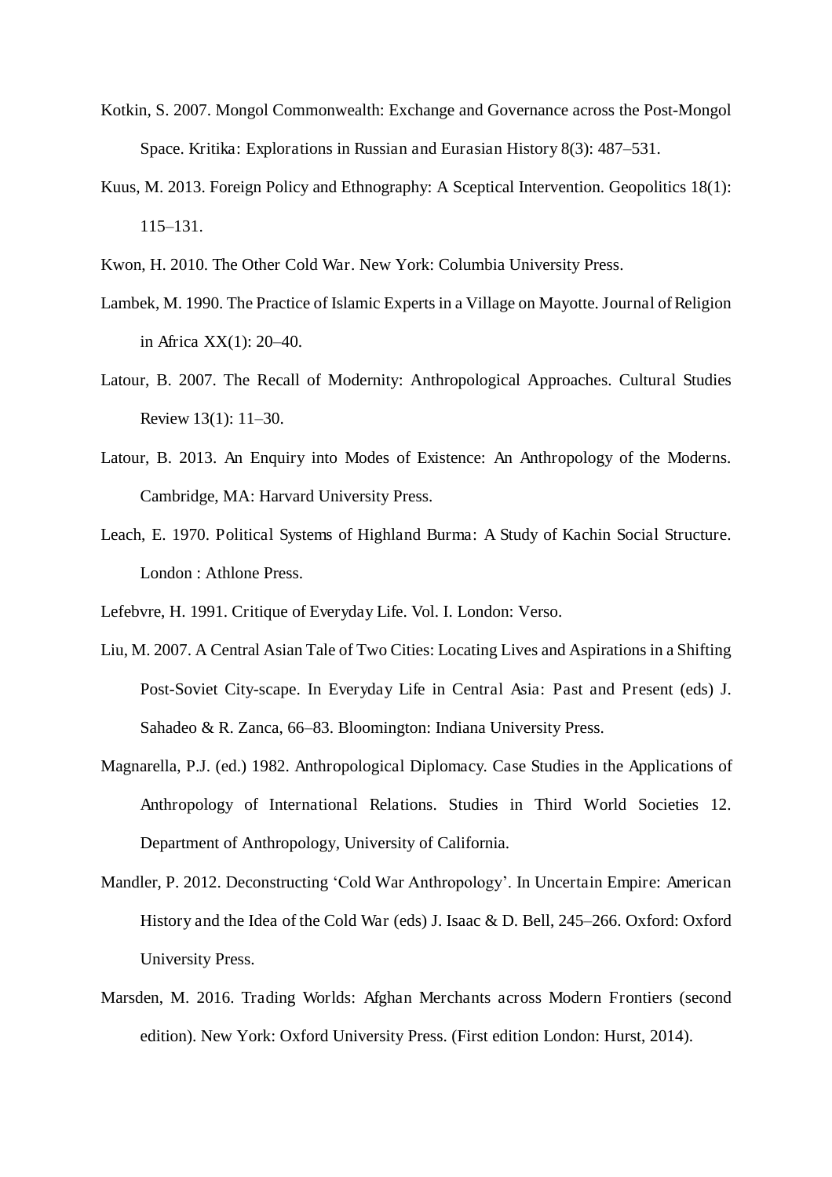Kotkin, S. 2007. Mongol Commonwealth: Exchange and Governance across the Post-Mongol Space. Kritika: Explorations in Russian and Eurasian History 8(3): 487–531.

Kuus, M. 2013. Foreign Policy and Ethnography: A Sceptical Intervention. Geopolitics 18(1): 115–131.

Kwon, H. 2010. The Other Cold War. New York: Columbia University Press.

Lambek, M. 1990. The Practice of Islamic Experts in a Village on Mayotte. Journal of Religion in Africa XX(1): 20–40.

Latour, B. 2007. The Recall of Modernity: Anthropological Approaches. Cultural Studies Review 13(1): 11–30.

Latour, B. 2013. An Enquiry into Modes of Existence: An Anthropology of the Moderns. Cambridge, MA: Harvard University Press.

Leach, E. 1970. Political Systems of Highland Burma: A Study of Kachin Social Structure. London : Athlone Press.

Lefebvre, H. 1991. Critique of Everyday Life. Vol. I. London: Verso.

Liu, M. 2007. A Central Asian Tale of Two Cities: Locating Lives and Aspirations in a Shifting Post-Soviet City-scape. In Everyday Life in Central Asia: Past and Present (eds) J. Sahadeo & R. Zanca, 66–83. Bloomington: Indiana University Press.

Magnarella, P.J. (ed.) 1982. Anthropological Diplomacy. Case Studies in the Applications of Anthropology of International Relations. Studies in Third World Societies 12. Department of Anthropology, University of California.

Mandler, P. 2012. Deconstructing 'Cold War Anthropology'. In Uncertain Empire: American History and the Idea of the Cold War (eds) J. Isaac & D. Bell, 245–266. Oxford: Oxford University Press.

Marsden, M. 2016. Trading Worlds: Afghan Merchants across Modern Frontiers (second edition). New York: Oxford University Press. (First edition London: Hurst, 2014).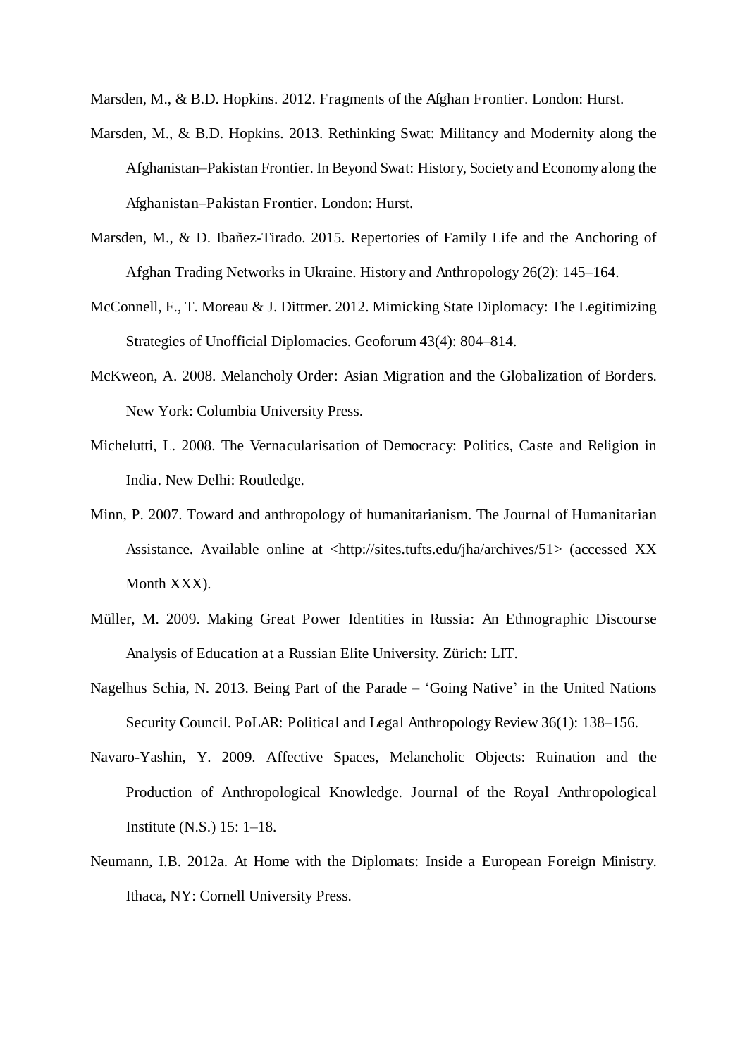Marsden, M., & B.D. Hopkins. 2012. Fragments of the Afghan Frontier. London: Hurst.

Marsden, M., & B.D. Hopkins. 2013. Rethinking Swat: Militancy and Modernity along the Afghanistan–Pakistan Frontier. In Beyond Swat: History, Society and Economy along the Afghanistan–Pakistan Frontier. London: Hurst.

Marsden, M., & D. Ibañez-Tirado. 2015. Repertories of Family Life and the Anchoring of Afghan Trading Networks in Ukraine. History and Anthropology 26(2): 145–164.

McConnell, F., T. Moreau & J. Dittmer. 2012. Mimicking State Diplomacy: The Legitimizing Strategies of Unofficial Diplomacies. Geoforum 43(4): 804–814.

McKweon, A. 2008. Melancholy Order: Asian Migration and the Globalization of Borders. New York: Columbia University Press.

Michelutti, L. 2008. The Vernacularisation of Democracy: Politics, Caste and Religion in India. New Delhi: Routledge.

Minn, P. 2007. Toward and anthropology of humanitarianism. The Journal of Humanitarian Assistance. Available online at <http://sites.tufts.edu/jha/archives/51> (accessed XX Month XXX).

Müller, M. 2009. Making Great Power Identities in Russia: An Ethnographic Discourse Analysis of Education at a Russian Elite University. Zürich: LIT.

Nagelhus Schia, N. 2013. Being Part of the Parade – 'Going Native' in the United Nations Security Council. PoLAR: Political and Legal Anthropology Review 36(1): 138–156.

Navaro-Yashin, Y. 2009. Affective Spaces, Melancholic Objects: Ruination and the Production of Anthropological Knowledge. Journal of the Royal Anthropological Institute (N.S.) 15: 1–18.

Neumann, I.B. 2012a. At Home with the Diplomats: Inside a European Foreign Ministry. Ithaca, NY: Cornell University Press.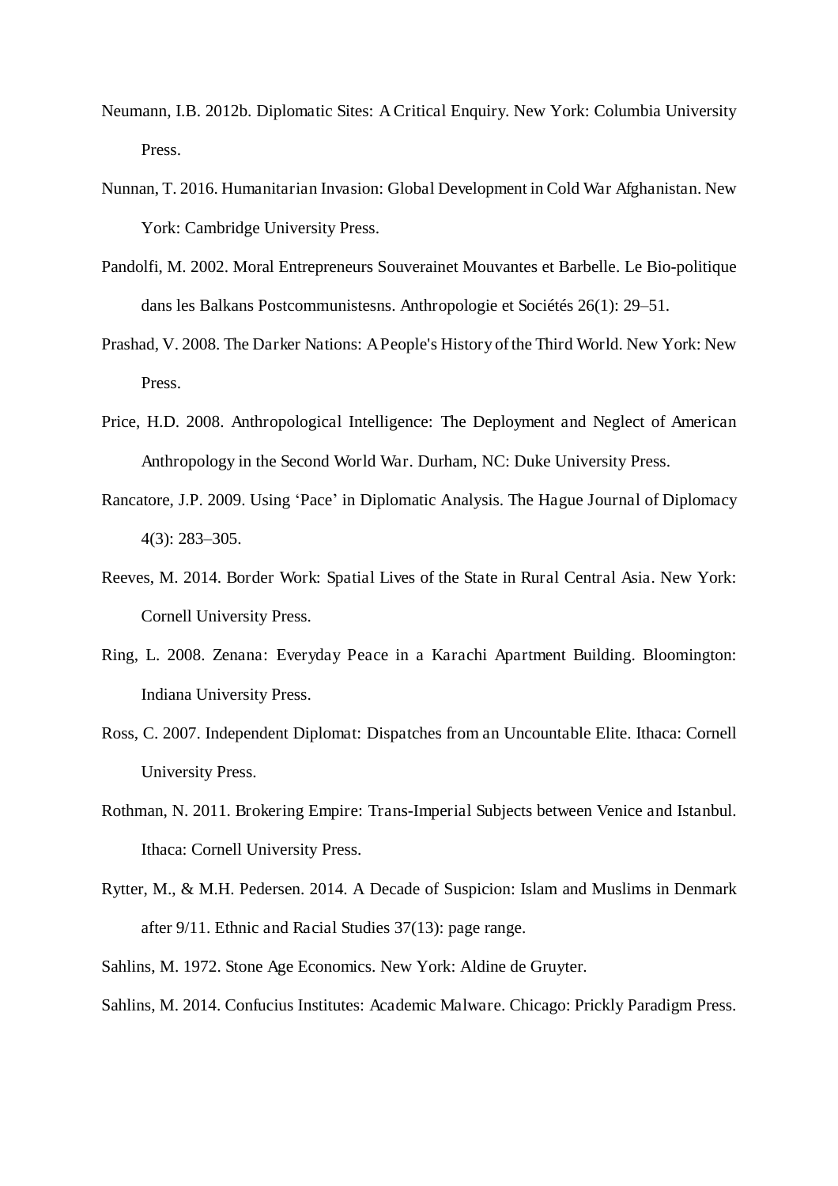Neumann, I.B. 2012b. Diplomatic Sites: A Critical Enquiry. New York: Columbia University Press.

Nunnan, T. 2016. Humanitarian Invasion: Global Development in Cold War Afghanistan. New York: Cambridge University Press.

Pandolfi, M. 2002. Moral Entrepreneurs Souverainet Mouvantes et Barbelle. Le Bio-politique dans les Balkans Postcommunistesns. Anthropologie et Sociétés 26(1): 29–51.

Prashad, V. 2008. The Darker Nations: A People's History of the Third World. New York: New Press.

Price, H.D. 2008. Anthropological Intelligence: The Deployment and Neglect of American Anthropology in the Second World War. Durham, NC: Duke University Press.

Rancatore, J.P. 2009. Using 'Pace' in Diplomatic Analysis. The Hague Journal of Diplomacy 4(3): 283–305.

Reeves, M. 2014. Border Work: Spatial Lives of the State in Rural Central Asia. New York: Cornell University Press.

Ring, L. 2008. Zenana: Everyday Peace in a Karachi Apartment Building. Bloomington: Indiana University Press.

Ross, C. 2007. Independent Diplomat: Dispatches from an Uncountable Elite. Ithaca: Cornell University Press.

Rothman, N. 2011. Brokering Empire: Trans-Imperial Subjects between Venice and Istanbul. Ithaca: Cornell University Press.

Rytter, M., & M.H. Pedersen. 2014. A Decade of Suspicion: Islam and Muslims in Denmark after 9/11. Ethnic and Racial Studies 37(13): page range.

Sahlins, M. 1972. Stone Age Economics. New York: Aldine de Gruyter.

Sahlins, M. 2014. Confucius Institutes: Academic Malware. Chicago: Prickly Paradigm Press.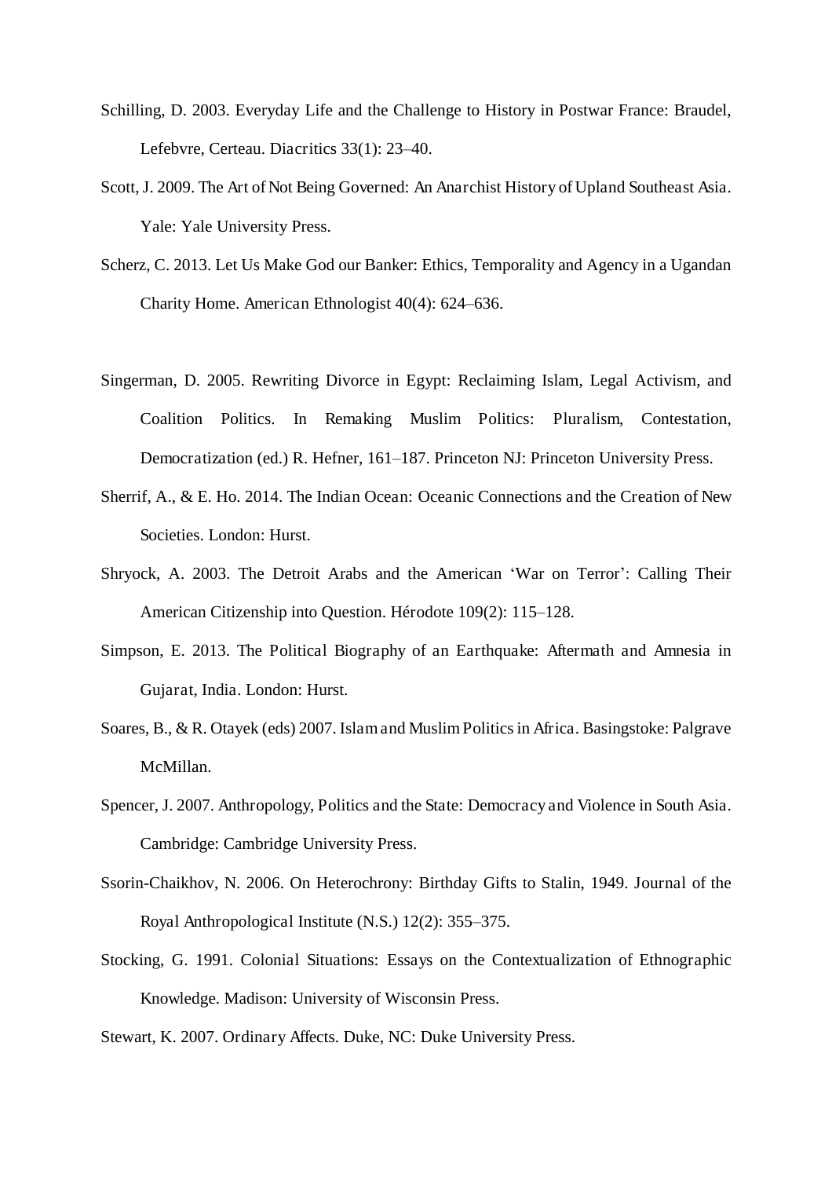Schilling, D. 2003. Everyday Life and the Challenge to History in Postwar France: Braudel, Lefebvre, Certeau. Diacritics 33(1): 23–40.

Scott, J. 2009. The Art of Not Being Governed: An Anarchist History of Upland Southeast Asia. Yale: Yale University Press.

Scherz, C. 2013. Let Us Make God our Banker: Ethics, Temporality and Agency in a Ugandan Charity Home. American Ethnologist 40(4): 624–636.

Singerman, D. 2005. Rewriting Divorce in Egypt: Reclaiming Islam, Legal Activism, and Coalition Politics. In Remaking Muslim Politics: Pluralism, Contestation, Democratization (ed.) R. Hefner, 161–187. Princeton NJ: Princeton University Press.

Sherrif, A., & E. Ho. 2014. The Indian Ocean: Oceanic Connections and the Creation of New Societies. London: Hurst.

Shryock, A. 2003. The Detroit Arabs and the American 'War on Terror': Calling Their American Citizenship into Question. Hérodote 109(2): 115–128.

Simpson, E. 2013. The Political Biography of an Earthquake: Aftermath and Amnesia in Gujarat, India. London: Hurst.

Soares, B., & R. Otayek (eds) 2007. Islam and Muslim Politics in Africa. Basingstoke: Palgrave McMillan.

Spencer, J. 2007. Anthropology, Politics and the State: Democracy and Violence in South Asia. Cambridge: Cambridge University Press.

Ssorin-Chaikhov, N. 2006. On Heterochrony: Birthday Gifts to Stalin, 1949. Journal of the Royal Anthropological Institute (N.S.) 12(2): 355–375.

Stocking, G. 1991. Colonial Situations: Essays on the Contextualization of Ethnographic Knowledge. Madison: University of Wisconsin Press.

Stewart, K. 2007. Ordinary Affects. Duke, NC: Duke University Press.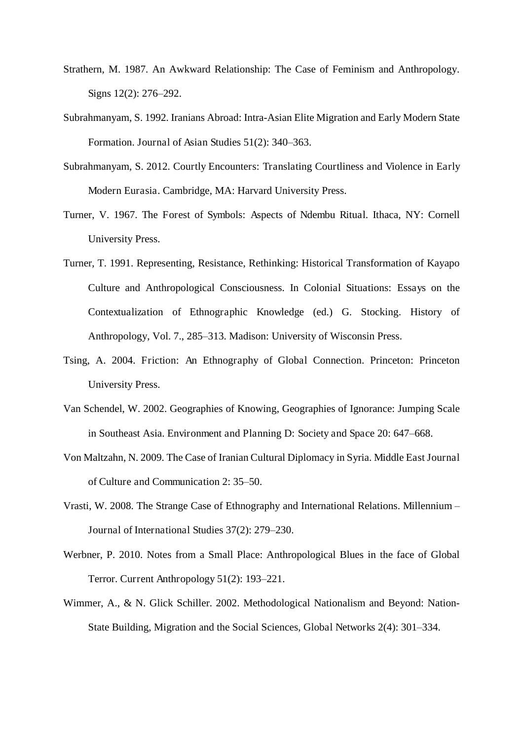Strathern, M. 1987. An Awkward Relationship: The Case of Feminism and Anthropology. Signs 12(2): 276–292.

Subrahmanyam, S. 1992. Iranians Abroad: Intra-Asian Elite Migration and Early Modern State Formation. Journal of Asian Studies 51(2): 340–363.

Subrahmanyam, S. 2012. Courtly Encounters: Translating Courtliness and Violence in Early Modern Eurasia. Cambridge, MA: Harvard University Press.

Turner, V. 1967. The Forest of Symbols: Aspects of Ndembu Ritual. Ithaca, NY: Cornell University Press.

Turner, T. 1991. Representing, Resistance, Rethinking: Historical Transformation of Kayapo Culture and Anthropological Consciousness. In Colonial Situations: Essays on the Contextualization of Ethnographic Knowledge (ed.) G. Stocking. History of Anthropology, Vol. 7., 285–313. Madison: University of Wisconsin Press.

Tsing, A. 2004. Friction: An Ethnography of Global Connection. Princeton: Princeton University Press.

Van Schendel, W. 2002. Geographies of Knowing, Geographies of Ignorance: Jumping Scale in Southeast Asia. Environment and Planning D: Society and Space 20: 647–668.

Von Maltzahn, N. 2009. The Case of Iranian Cultural Diplomacy in Syria. Middle East Journal of Culture and Communication 2: 35–50.

Vrasti, W. 2008. The Strange Case of Ethnography and International Relations. Millennium – Journal of International Studies 37(2): 279–230.

Werbner, P. 2010. Notes from a Small Place: Anthropological Blues in the face of Global Terror. Current Anthropology 51(2): 193–221.

Wimmer, A., & N. Glick Schiller. 2002. Methodological Nationalism and Beyond: Nation-State Building, Migration and the Social Sciences, Global Networks 2(4): 301–334.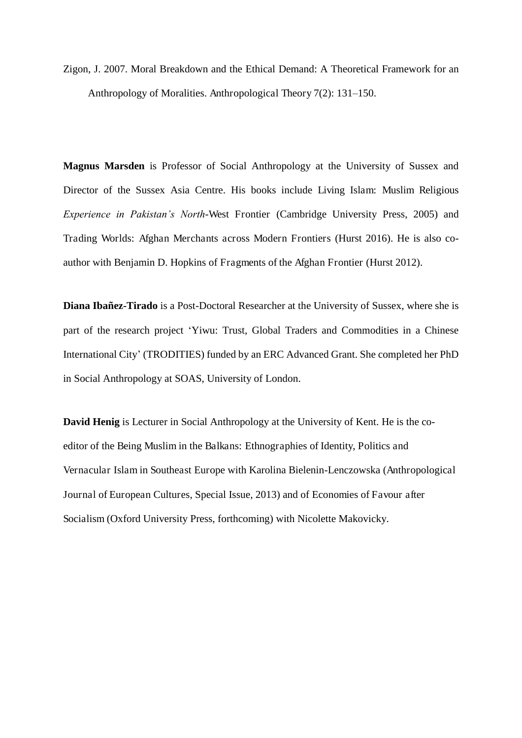Zigon, J. 2007. Moral Breakdown and the Ethical Demand: A Theoretical Framework for an Anthropology of Moralities. Anthropological Theory 7(2): 131–150.

**Magnus Marsden** is Professor of Social Anthropology at the University of Sussex and Director of the Sussex Asia Centre. His books include Living Islam: Muslim Religious *Experience in Pakistan's North*-West Frontier (Cambridge University Press, 2005) and Trading Worlds: Afghan Merchants across Modern Frontiers (Hurst 2016). He is also co-author with Benjamin D. Hopkins of Fragments of the Afghan Frontier (Hurst 2012).

**Diana Ibañez-Tirado** is a Post-Doctoral Researcher at the University of Sussex, where she is part of the research project 'Yiwu: Trust, Global Traders and Commodities in a Chinese International City' (TRODITIES) funded by an ERC Advanced Grant. She completed her PhD in Social Anthropology at SOAS, University of London.

**David Henig** is Lecturer in Social Anthropology at the University of Kent. He is the co-editor of the Being Muslim in the Balkans: Ethnographies of Identity, Politics and Vernacular Islam in Southeast Europe with Karolina Bielenin-Lenczowska (Anthropological Journal of European Cultures, Special Issue, 2013) and of Economies of Favour after Socialism (Oxford University Press, forthcoming) with Nicolette Makovicky.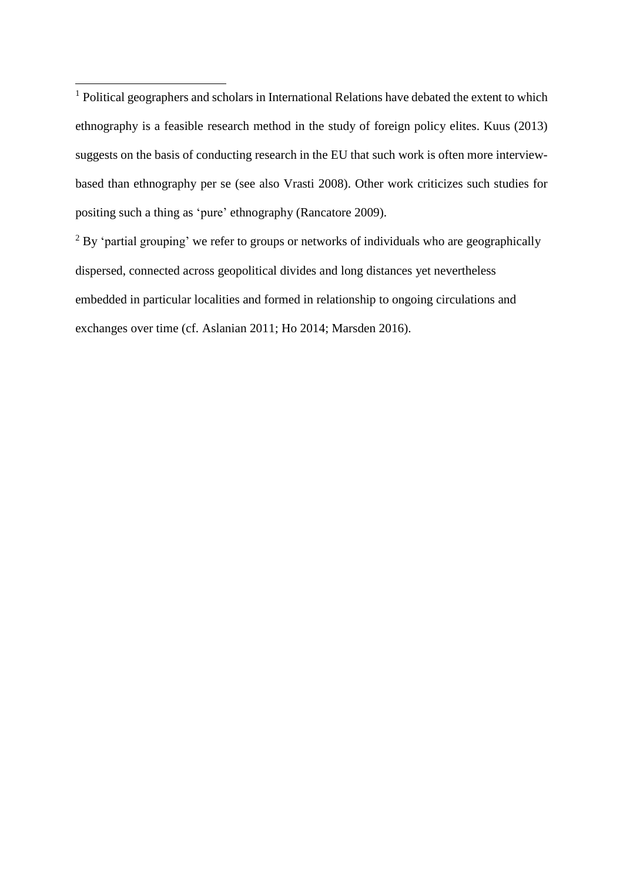[1] Political geographers and scholars in International Relations have debated the extent to which ethnography is a feasible research method in the study of foreign policy elites. Kuus (2013) suggests on the basis of conducting research in the EU that such work is often more interview-based than ethnography per se (see also Vrasti 2008). Other work criticizes such studies for positing such a thing as 'pure' ethnography (Rancatore 2009).

[2] By 'partial grouping' we refer to groups or networks of individuals who are geographically dispersed, connected across geopolitical divides and long distances yet nevertheless embedded in particular localities and formed in relationship to ongoing circulations and exchanges over time (cf. Aslanian 2011; Ho 2014; Marsden 2016).